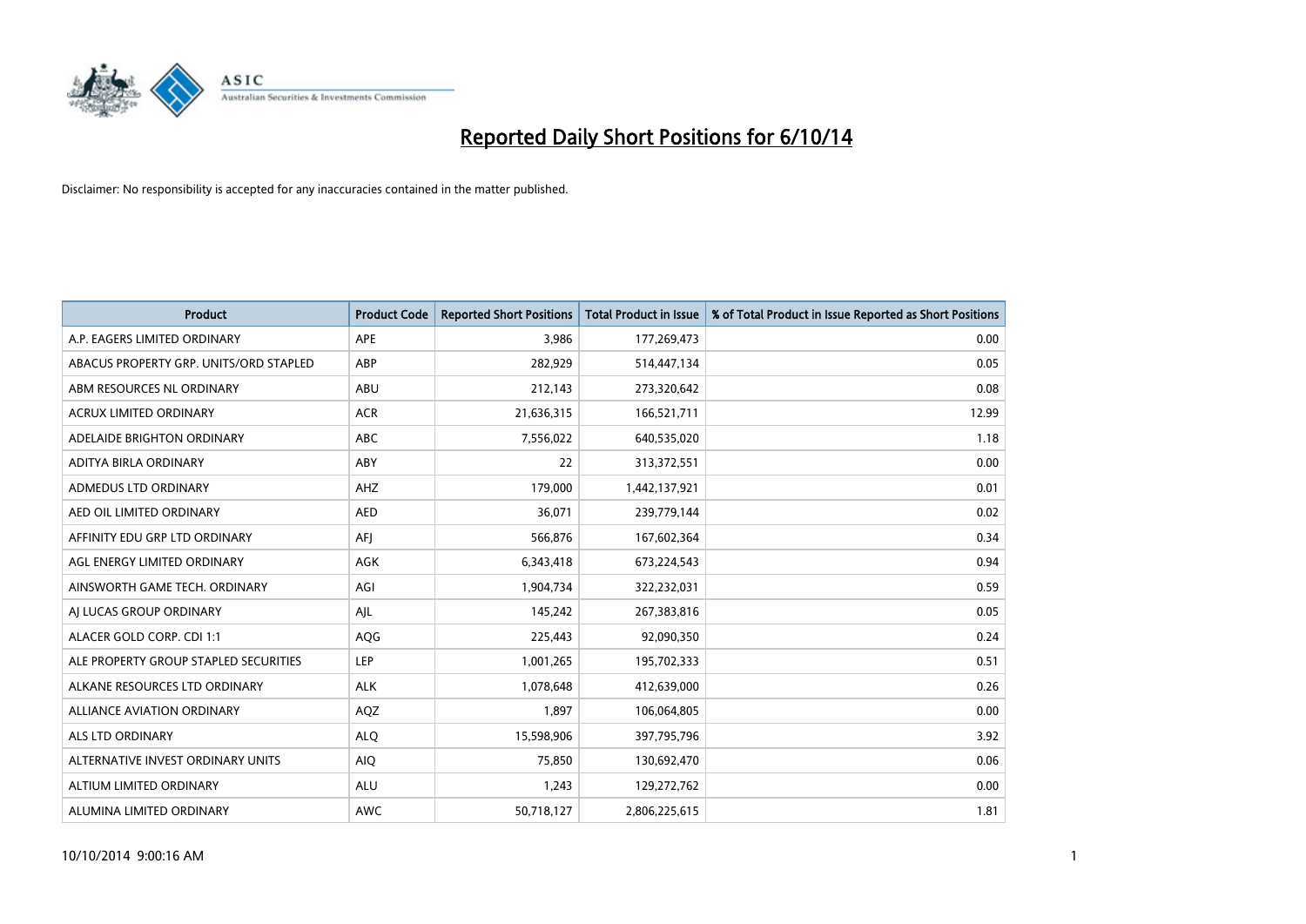# Reported Daily Short Positions for 6/10/14

Disclaimer: No responsibility is accepted for any inaccuracies contained in the matter published.

| Product | Product Code | Reported Short Positions | Total Product in Issue | % of Total Product in Issue Reported as Short Positions |
|---|---|---|---|---|
| A.P. EAGERS LIMITED ORDINARY | APE | 3,986 | 177,269,473 | 0.00 |
| ABACUS PROPERTY GRP. UNITS/ORD STAPLED | ABP | 282,929 | 514,447,134 | 0.05 |
| ABM RESOURCES NL ORDINARY | ABU | 212,143 | 273,320,642 | 0.08 |
| ACRUX LIMITED ORDINARY | ACR | 21,636,315 | 166,521,711 | 12.99 |
| ADELAIDE BRIGHTON ORDINARY | ABC | 7,556,022 | 640,535,020 | 1.18 |
| ADITYA BIRLA ORDINARY | ABY | 22 | 313,372,551 | 0.00 |
| ADMEDUS LTD ORDINARY | AHZ | 179,000 | 1,442,137,921 | 0.01 |
| AED OIL LIMITED ORDINARY | AED | 36,071 | 239,779,144 | 0.02 |
| AFFINITY EDU GRP LTD ORDINARY | AFJ | 566,876 | 167,602,364 | 0.34 |
| AGL ENERGY LIMITED ORDINARY | AGK | 6,343,418 | 673,224,543 | 0.94 |
| AINSWORTH GAME TECH. ORDINARY | AGI | 1,904,734 | 322,232,031 | 0.59 |
| AJ LUCAS GROUP ORDINARY | AJL | 145,242 | 267,383,816 | 0.05 |
| ALACER GOLD CORP. CDI 1:1 | AQG | 225,443 | 92,090,350 | 0.24 |
| ALE PROPERTY GROUP STAPLED SECURITIES | LEP | 1,001,265 | 195,702,333 | 0.51 |
| ALKANE RESOURCES LTD ORDINARY | ALK | 1,078,648 | 412,639,000 | 0.26 |
| ALLIANCE AVIATION ORDINARY | AQZ | 1,897 | 106,064,805 | 0.00 |
| ALS LTD ORDINARY | ALQ | 15,598,906 | 397,795,796 | 3.92 |
| ALTERNATIVE INVEST ORDINARY UNITS | AIQ | 75,850 | 130,692,470 | 0.06 |
| ALTIUM LIMITED ORDINARY | ALU | 1,243 | 129,272,762 | 0.00 |
| ALUMINA LIMITED ORDINARY | AWC | 50,718,127 | 2,806,225,615 | 1.81 |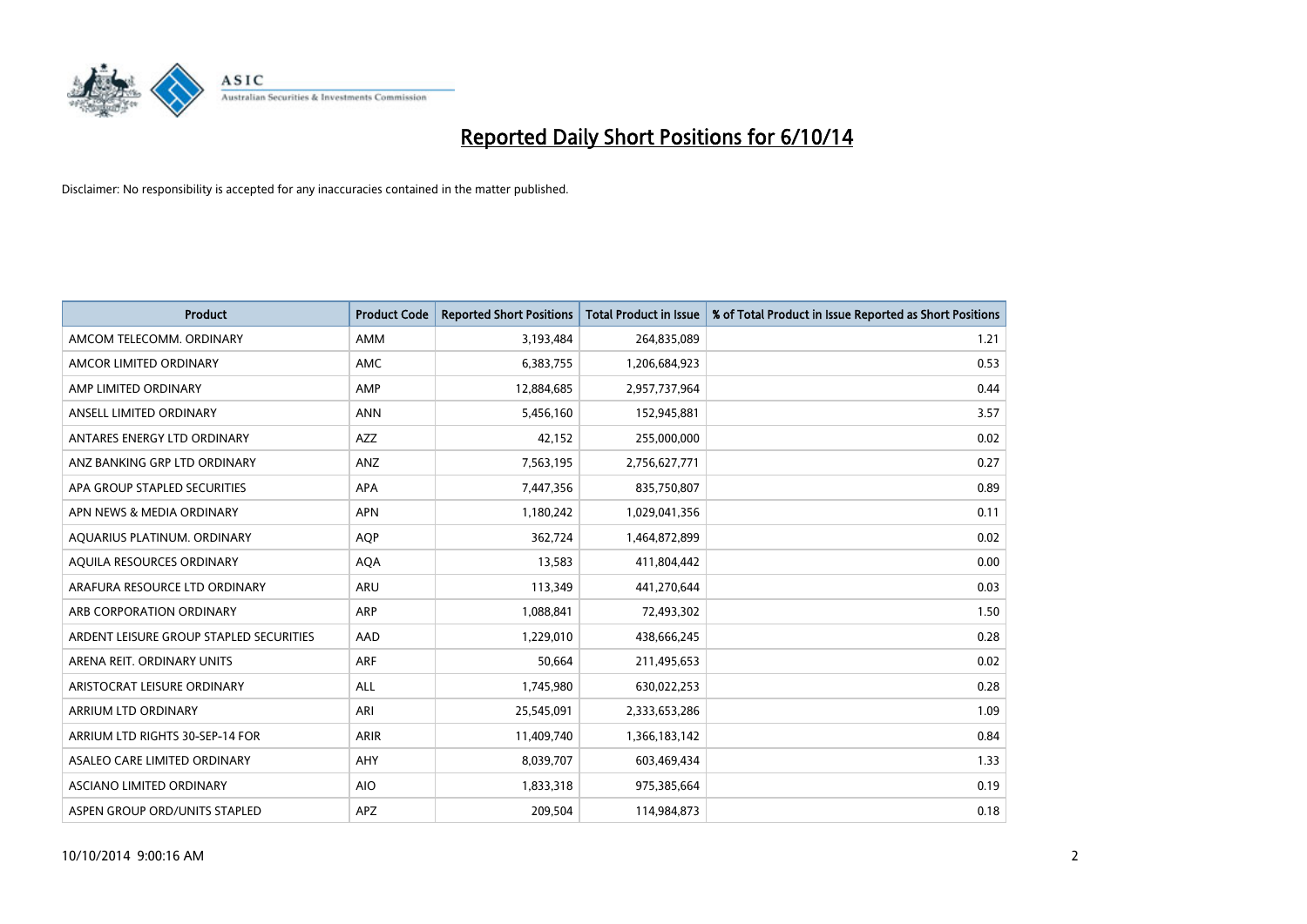# Reported Daily Short Positions for 6/10/14

Disclaimer: No responsibility is accepted for any inaccuracies contained in the matter published.

| Product | Product Code | Reported Short Positions | Total Product in Issue | % of Total Product in Issue Reported as Short Positions |
|---|---|---|---|---|
| AMCOM TELECOMM. ORDINARY | AMM | 3,193,484 | 264,835,089 | 1.21 |
| AMCOR LIMITED ORDINARY | AMC | 6,383,755 | 1,206,684,923 | 0.53 |
| AMP LIMITED ORDINARY | AMP | 12,884,685 | 2,957,737,964 | 0.44 |
| ANSELL LIMITED ORDINARY | ANN | 5,456,160 | 152,945,881 | 3.57 |
| ANTARES ENERGY LTD ORDINARY | AZZ | 42,152 | 255,000,000 | 0.02 |
| ANZ BANKING GRP LTD ORDINARY | ANZ | 7,563,195 | 2,756,627,771 | 0.27 |
| APA GROUP STAPLED SECURITIES | APA | 7,447,356 | 835,750,807 | 0.89 |
| APN NEWS & MEDIA ORDINARY | APN | 1,180,242 | 1,029,041,356 | 0.11 |
| AQUARIUS PLATINUM. ORDINARY | AQP | 362,724 | 1,464,872,899 | 0.02 |
| AQUILA RESOURCES ORDINARY | AQA | 13,583 | 411,804,442 | 0.00 |
| ARAFURA RESOURCE LTD ORDINARY | ARU | 113,349 | 441,270,644 | 0.03 |
| ARB CORPORATION ORDINARY | ARP | 1,088,841 | 72,493,302 | 1.50 |
| ARDENT LEISURE GROUP STAPLED SECURITIES | AAD | 1,229,010 | 438,666,245 | 0.28 |
| ARENA REIT. ORDINARY UNITS | ARF | 50,664 | 211,495,653 | 0.02 |
| ARISTOCRAT LEISURE ORDINARY | ALL | 1,745,980 | 630,022,253 | 0.28 |
| ARRIUM LTD ORDINARY | ARI | 25,545,091 | 2,333,653,286 | 1.09 |
| ARRIUM LTD RIGHTS 30-SEP-14 FOR | ARIR | 11,409,740 | 1,366,183,142 | 0.84 |
| ASALEO CARE LIMITED ORDINARY | AHY | 8,039,707 | 603,469,434 | 1.33 |
| ASCIANO LIMITED ORDINARY | AIO | 1,833,318 | 975,385,664 | 0.19 |
| ASPEN GROUP ORD/UNITS STAPLED | APZ | 209,504 | 114,984,873 | 0.18 |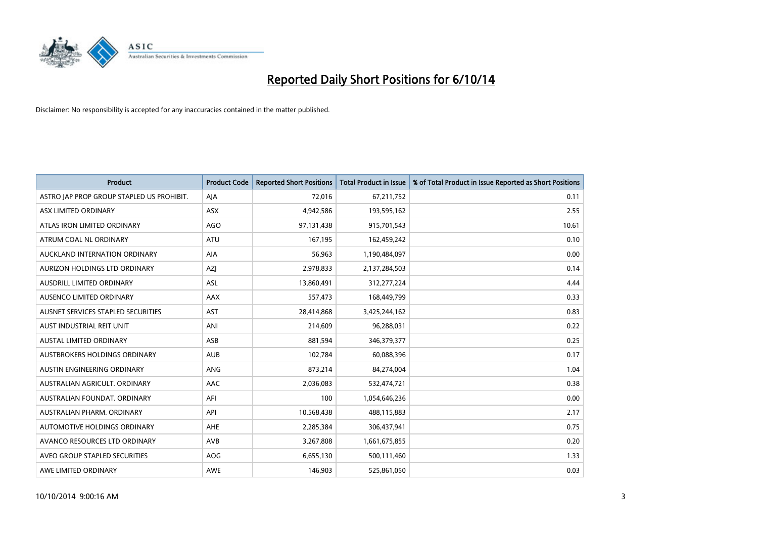# Reported Daily Short Positions for 6/10/14

Disclaimer: No responsibility is accepted for any inaccuracies contained in the matter published.

| Product | Product Code | Reported Short Positions | Total Product in Issue | % of Total Product in Issue Reported as Short Positions |
|---|---|---|---|---|
| ASTRO JAP PROP GROUP STAPLED US PROHIBIT. | AJA | 72,016 | 67,211,752 | 0.11 |
| ASX LIMITED ORDINARY | ASX | 4,942,586 | 193,595,162 | 2.55 |
| ATLAS IRON LIMITED ORDINARY | AGO | 97,131,438 | 915,701,543 | 10.61 |
| ATRUM COAL NL ORDINARY | ATU | 167,195 | 162,459,242 | 0.10 |
| AUCKLAND INTERNATION ORDINARY | AIA | 56,963 | 1,190,484,097 | 0.00 |
| AURIZON HOLDINGS LTD ORDINARY | AZJ | 2,978,833 | 2,137,284,503 | 0.14 |
| AUSDRILL LIMITED ORDINARY | ASL | 13,860,491 | 312,277,224 | 4.44 |
| AUSENCO LIMITED ORDINARY | AAX | 557,473 | 168,449,799 | 0.33 |
| AUSNET SERVICES STAPLED SECURITIES | AST | 28,414,868 | 3,425,244,162 | 0.83 |
| AUST INDUSTRIAL REIT UNIT | ANI | 214,609 | 96,288,031 | 0.22 |
| AUSTAL LIMITED ORDINARY | ASB | 881,594 | 346,379,377 | 0.25 |
| AUSTBROKERS HOLDINGS ORDINARY | AUB | 102,784 | 60,088,396 | 0.17 |
| AUSTIN ENGINEERING ORDINARY | ANG | 873,214 | 84,274,004 | 1.04 |
| AUSTRALIAN AGRICULT. ORDINARY | AAC | 2,036,083 | 532,474,721 | 0.38 |
| AUSTRALIAN FOUNDAT. ORDINARY | AFI | 100 | 1,054,646,236 | 0.00 |
| AUSTRALIAN PHARM. ORDINARY | API | 10,568,438 | 488,115,883 | 2.17 |
| AUTOMOTIVE HOLDINGS ORDINARY | AHE | 2,285,384 | 306,437,941 | 0.75 |
| AVANCO RESOURCES LTD ORDINARY | AVB | 3,267,808 | 1,661,675,855 | 0.20 |
| AVEO GROUP STAPLED SECURITIES | AOG | 6,655,130 | 500,111,460 | 1.33 |
| AWE LIMITED ORDINARY | AWE | 146,903 | 525,861,050 | 0.03 |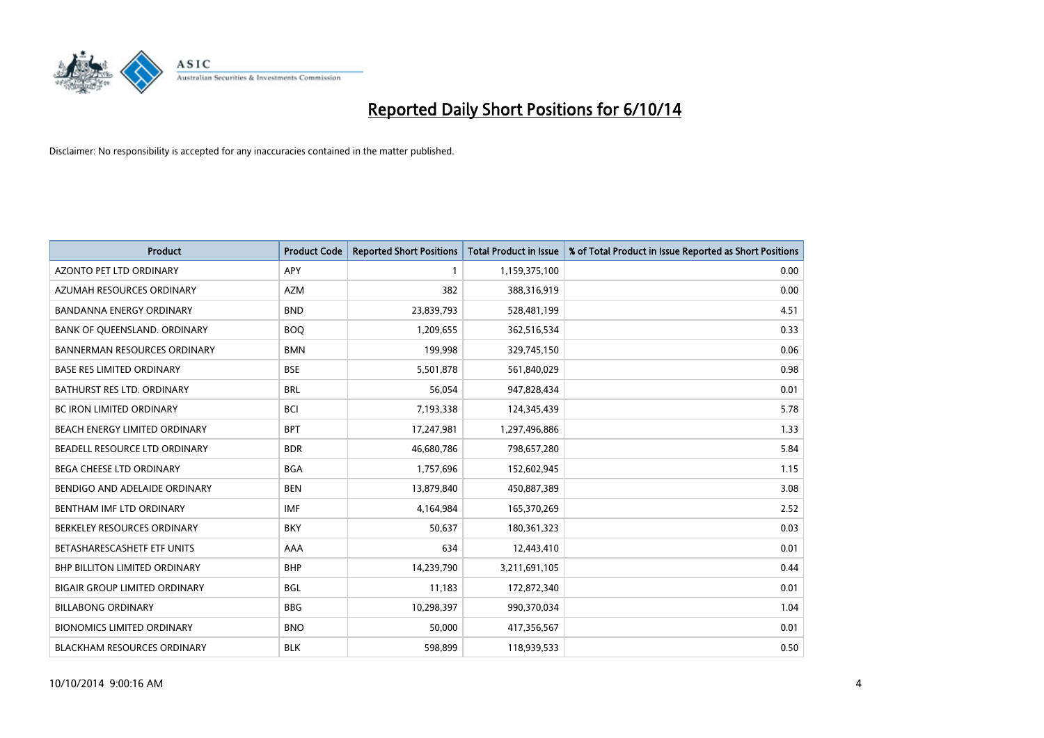# Reported Daily Short Positions for 6/10/14

Disclaimer: No responsibility is accepted for any inaccuracies contained in the matter published.

| Product | Product Code | Reported Short Positions | Total Product in Issue | % of Total Product in Issue Reported as Short Positions |
|---|---|---|---|---|
| AZONTO PET LTD ORDINARY | APY | 1 | 1,159,375,100 | 0.00 |
| AZUMAH RESOURCES ORDINARY | AZM | 382 | 388,316,919 | 0.00 |
| BANDANNA ENERGY ORDINARY | BND | 23,839,793 | 528,481,199 | 4.51 |
| BANK OF QUEENSLAND. ORDINARY | BOQ | 1,209,655 | 362,516,534 | 0.33 |
| BANNERMAN RESOURCES ORDINARY | BMN | 199,998 | 329,745,150 | 0.06 |
| BASE RES LIMITED ORDINARY | BSE | 5,501,878 | 561,840,029 | 0.98 |
| BATHURST RES LTD. ORDINARY | BRL | 56,054 | 947,828,434 | 0.01 |
| BC IRON LIMITED ORDINARY | BCI | 7,193,338 | 124,345,439 | 5.78 |
| BEACH ENERGY LIMITED ORDINARY | BPT | 17,247,981 | 1,297,496,886 | 1.33 |
| BEADELL RESOURCE LTD ORDINARY | BDR | 46,680,786 | 798,657,280 | 5.84 |
| BEGA CHEESE LTD ORDINARY | BGA | 1,757,696 | 152,602,945 | 1.15 |
| BENDIGO AND ADELAIDE ORDINARY | BEN | 13,879,840 | 450,887,389 | 3.08 |
| BENTHAM IMF LTD ORDINARY | IMF | 4,164,984 | 165,370,269 | 2.52 |
| BERKELEY RESOURCES ORDINARY | BKY | 50,637 | 180,361,323 | 0.03 |
| BETASHARESCASHETF ETF UNITS | AAA | 634 | 12,443,410 | 0.01 |
| BHP BILLITON LIMITED ORDINARY | BHP | 14,239,790 | 3,211,691,105 | 0.44 |
| BIGAIR GROUP LIMITED ORDINARY | BGL | 11,183 | 172,872,340 | 0.01 |
| BILLABONG ORDINARY | BBG | 10,298,397 | 990,370,034 | 1.04 |
| BIONOMICS LIMITED ORDINARY | BNO | 50,000 | 417,356,567 | 0.01 |
| BLACKHAM RESOURCES ORDINARY | BLK | 598,899 | 118,939,533 | 0.50 |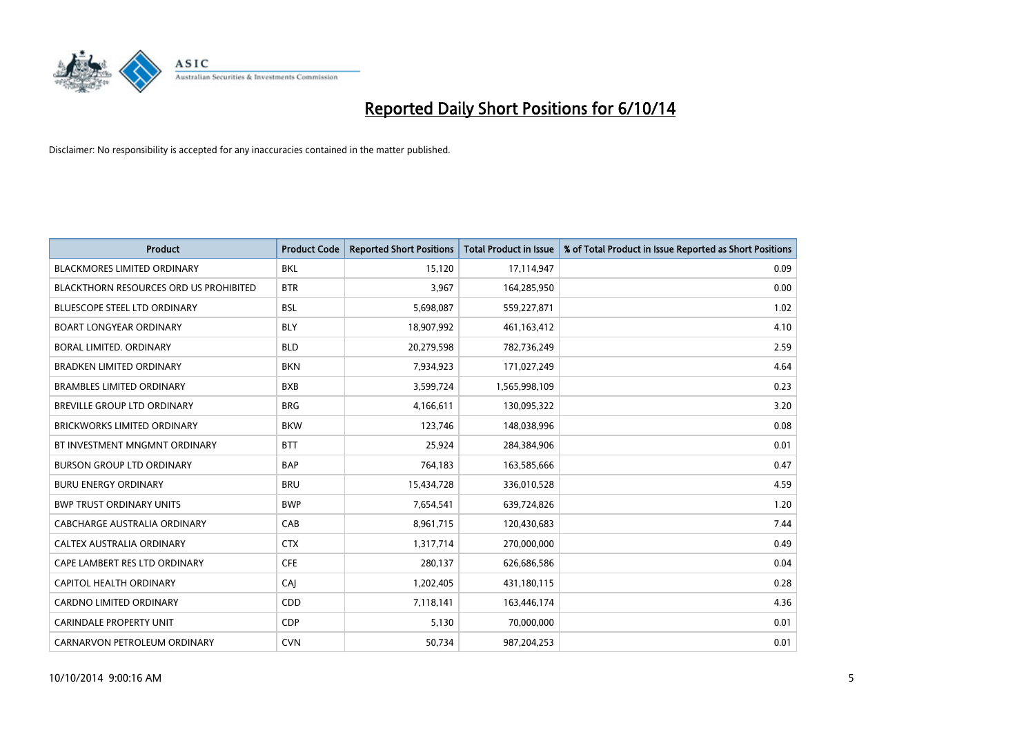# Reported Daily Short Positions for 6/10/14

Disclaimer: No responsibility is accepted for any inaccuracies contained in the matter published.

| Product | Product Code | Reported Short Positions | Total Product in Issue | % of Total Product in Issue Reported as Short Positions |
|---|---|---|---|---|
| BLACKMORES LIMITED ORDINARY | BKL | 15,120 | 17,114,947 | 0.09 |
| BLACKTHORN RESOURCES ORD US PROHIBITED | BTR | 3,967 | 164,285,950 | 0.00 |
| BLUESCOPE STEEL LTD ORDINARY | BSL | 5,698,087 | 559,227,871 | 1.02 |
| BOART LONGYEAR ORDINARY | BLY | 18,907,992 | 461,163,412 | 4.10 |
| BORAL LIMITED. ORDINARY | BLD | 20,279,598 | 782,736,249 | 2.59 |
| BRADKEN LIMITED ORDINARY | BKN | 7,934,923 | 171,027,249 | 4.64 |
| BRAMBLES LIMITED ORDINARY | BXB | 3,599,724 | 1,565,998,109 | 0.23 |
| BREVILLE GROUP LTD ORDINARY | BRG | 4,166,611 | 130,095,322 | 3.20 |
| BRICKWORKS LIMITED ORDINARY | BKW | 123,746 | 148,038,996 | 0.08 |
| BT INVESTMENT MNGMNT ORDINARY | BTT | 25,924 | 284,384,906 | 0.01 |
| BURSON GROUP LTD ORDINARY | BAP | 764,183 | 163,585,666 | 0.47 |
| BURU ENERGY ORDINARY | BRU | 15,434,728 | 336,010,528 | 4.59 |
| BWP TRUST ORDINARY UNITS | BWP | 7,654,541 | 639,724,826 | 1.20 |
| CABCHARGE AUSTRALIA ORDINARY | CAB | 8,961,715 | 120,430,683 | 7.44 |
| CALTEX AUSTRALIA ORDINARY | CTX | 1,317,714 | 270,000,000 | 0.49 |
| CAPE LAMBERT RES LTD ORDINARY | CFE | 280,137 | 626,686,586 | 0.04 |
| CAPITOL HEALTH ORDINARY | CAJ | 1,202,405 | 431,180,115 | 0.28 |
| CARDNO LIMITED ORDINARY | CDD | 7,118,141 | 163,446,174 | 4.36 |
| CARINDALE PROPERTY UNIT | CDP | 5,130 | 70,000,000 | 0.01 |
| CARNARVON PETROLEUM ORDINARY | CVN | 50,734 | 987,204,253 | 0.01 |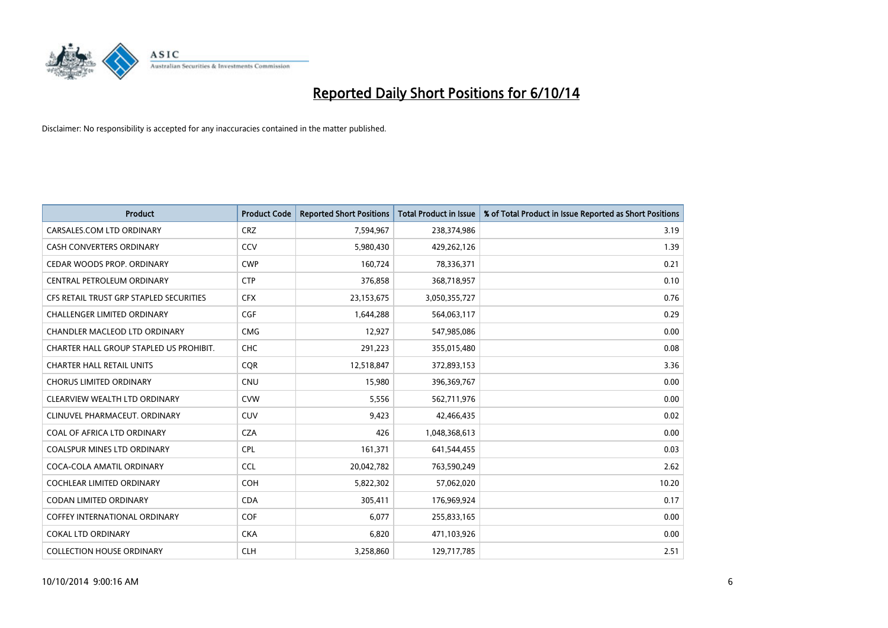# Reported Daily Short Positions for 6/10/14

Disclaimer: No responsibility is accepted for any inaccuracies contained in the matter published.

| Product | Product Code | Reported Short Positions | Total Product in Issue | % of Total Product in Issue Reported as Short Positions |
|---|---|---|---|---|
| CARSALES.COM LTD ORDINARY | CRZ | 7,594,967 | 238,374,986 | 3.19 |
| CASH CONVERTERS ORDINARY | CCV | 5,980,430 | 429,262,126 | 1.39 |
| CEDAR WOODS PROP. ORDINARY | CWP | 160,724 | 78,336,371 | 0.21 |
| CENTRAL PETROLEUM ORDINARY | CTP | 376,858 | 368,718,957 | 0.10 |
| CFS RETAIL TRUST GRP STAPLED SECURITIES | CFX | 23,153,675 | 3,050,355,727 | 0.76 |
| CHALLENGER LIMITED ORDINARY | CGF | 1,644,288 | 564,063,117 | 0.29 |
| CHANDLER MACLEOD LTD ORDINARY | CMG | 12,927 | 547,985,086 | 0.00 |
| CHARTER HALL GROUP STAPLED US PROHIBIT. | CHC | 291,223 | 355,015,480 | 0.08 |
| CHARTER HALL RETAIL UNITS | CQR | 12,518,847 | 372,893,153 | 3.36 |
| CHORUS LIMITED ORDINARY | CNU | 15,980 | 396,369,767 | 0.00 |
| CLEARVIEW WEALTH LTD ORDINARY | CVW | 5,556 | 562,711,976 | 0.00 |
| CLINUVEL PHARMACEUT. ORDINARY | CUV | 9,423 | 42,466,435 | 0.02 |
| COAL OF AFRICA LTD ORDINARY | CZA | 426 | 1,048,368,613 | 0.00 |
| COALSPUR MINES LTD ORDINARY | CPL | 161,371 | 641,544,455 | 0.03 |
| COCA-COLA AMATIL ORDINARY | CCL | 20,042,782 | 763,590,249 | 2.62 |
| COCHLEAR LIMITED ORDINARY | COH | 5,822,302 | 57,062,020 | 10.20 |
| CODAN LIMITED ORDINARY | CDA | 305,411 | 176,969,924 | 0.17 |
| COFFEY INTERNATIONAL ORDINARY | COF | 6,077 | 255,833,165 | 0.00 |
| COKAL LTD ORDINARY | CKA | 6,820 | 471,103,926 | 0.00 |
| COLLECTION HOUSE ORDINARY | CLH | 3,258,860 | 129,717,785 | 2.51 |

10/10/2014 9:00:16 AM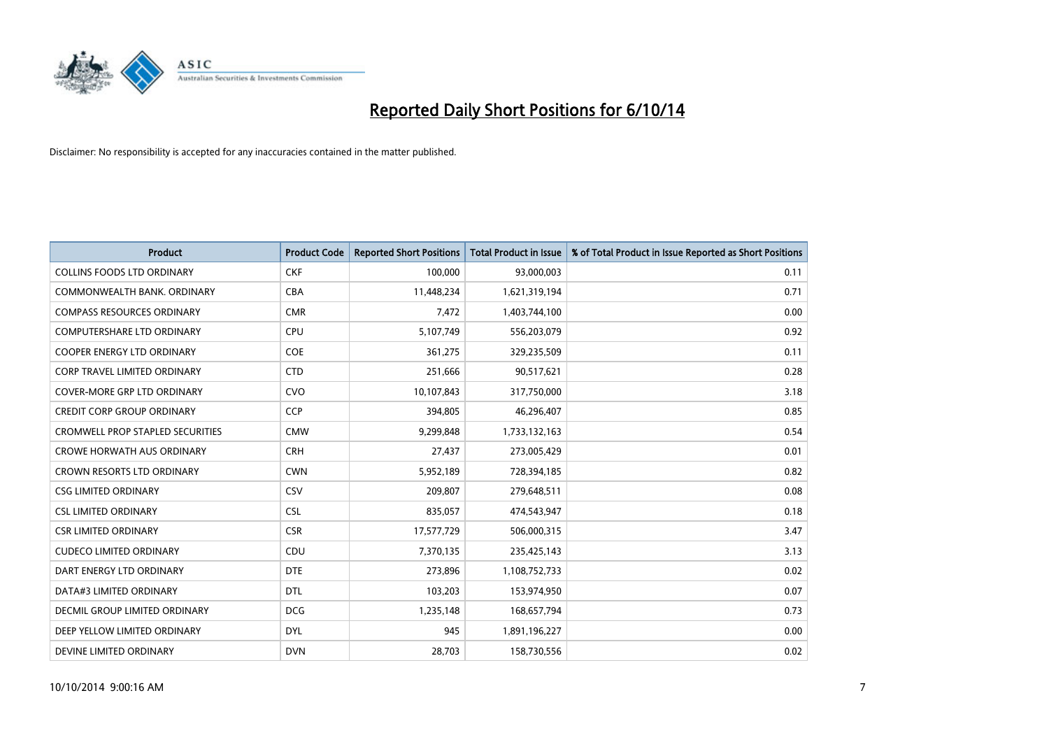# Reported Daily Short Positions for 6/10/14

Disclaimer: No responsibility is accepted for any inaccuracies contained in the matter published.

| Product | Product Code | Reported Short Positions | Total Product in Issue | % of Total Product in Issue Reported as Short Positions |
|---|---|---|---|---|
| COLLINS FOODS LTD ORDINARY | CKF | 100,000 | 93,000,003 | 0.11 |
| COMMONWEALTH BANK. ORDINARY | CBA | 11,448,234 | 1,621,319,194 | 0.71 |
| COMPASS RESOURCES ORDINARY | CMR | 7,472 | 1,403,744,100 | 0.00 |
| COMPUTERSHARE LTD ORDINARY | CPU | 5,107,749 | 556,203,079 | 0.92 |
| COOPER ENERGY LTD ORDINARY | COE | 361,275 | 329,235,509 | 0.11 |
| CORP TRAVEL LIMITED ORDINARY | CTD | 251,666 | 90,517,621 | 0.28 |
| COVER-MORE GRP LTD ORDINARY | CVO | 10,107,843 | 317,750,000 | 3.18 |
| CREDIT CORP GROUP ORDINARY | CCP | 394,805 | 46,296,407 | 0.85 |
| CROMWELL PROP STAPLED SECURITIES | CMW | 9,299,848 | 1,733,132,163 | 0.54 |
| CROWE HORWATH AUS ORDINARY | CRH | 27,437 | 273,005,429 | 0.01 |
| CROWN RESORTS LTD ORDINARY | CWN | 5,952,189 | 728,394,185 | 0.82 |
| CSG LIMITED ORDINARY | CSV | 209,807 | 279,648,511 | 0.08 |
| CSL LIMITED ORDINARY | CSL | 835,057 | 474,543,947 | 0.18 |
| CSR LIMITED ORDINARY | CSR | 17,577,729 | 506,000,315 | 3.47 |
| CUDECO LIMITED ORDINARY | CDU | 7,370,135 | 235,425,143 | 3.13 |
| DART ENERGY LTD ORDINARY | DTE | 273,896 | 1,108,752,733 | 0.02 |
| DATA#3 LIMITED ORDINARY | DTL | 103,203 | 153,974,950 | 0.07 |
| DECMIL GROUP LIMITED ORDINARY | DCG | 1,235,148 | 168,657,794 | 0.73 |
| DEEP YELLOW LIMITED ORDINARY | DYL | 945 | 1,891,196,227 | 0.00 |
| DEVINE LIMITED ORDINARY | DVN | 28,703 | 158,730,556 | 0.02 |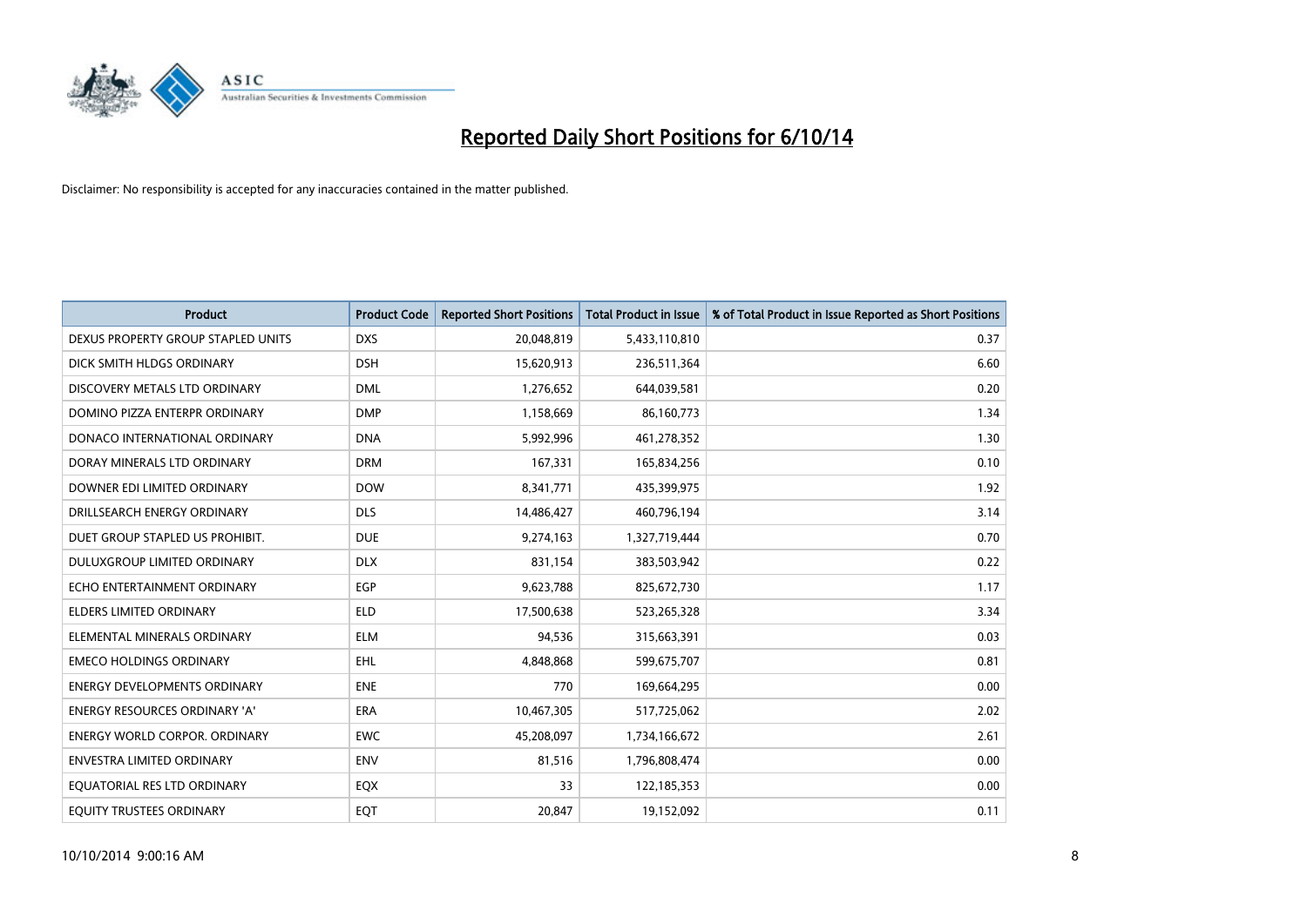# Reported Daily Short Positions for 6/10/14

Disclaimer: No responsibility is accepted for any inaccuracies contained in the matter published.

| Product | Product Code | Reported Short Positions | Total Product in Issue | % of Total Product in Issue Reported as Short Positions |
|---|---|---|---|---|
| DEXUS PROPERTY GROUP STAPLED UNITS | DXS | 20,048,819 | 5,433,110,810 | 0.37 |
| DICK SMITH HLDGS ORDINARY | DSH | 15,620,913 | 236,511,364 | 6.60 |
| DISCOVERY METALS LTD ORDINARY | DML | 1,276,652 | 644,039,581 | 0.20 |
| DOMINO PIZZA ENTERPR ORDINARY | DMP | 1,158,669 | 86,160,773 | 1.34 |
| DONACO INTERNATIONAL ORDINARY | DNA | 5,992,996 | 461,278,352 | 1.30 |
| DORAY MINERALS LTD ORDINARY | DRM | 167,331 | 165,834,256 | 0.10 |
| DOWNER EDI LIMITED ORDINARY | DOW | 8,341,771 | 435,399,975 | 1.92 |
| DRILLSEARCH ENERGY ORDINARY | DLS | 14,486,427 | 460,796,194 | 3.14 |
| DUET GROUP STAPLED US PROHIBIT. | DUE | 9,274,163 | 1,327,719,444 | 0.70 |
| DULUXGROUP LIMITED ORDINARY | DLX | 831,154 | 383,503,942 | 0.22 |
| ECHO ENTERTAINMENT ORDINARY | EGP | 9,623,788 | 825,672,730 | 1.17 |
| ELDERS LIMITED ORDINARY | ELD | 17,500,638 | 523,265,328 | 3.34 |
| ELEMENTAL MINERALS ORDINARY | ELM | 94,536 | 315,663,391 | 0.03 |
| EMECO HOLDINGS ORDINARY | EHL | 4,848,868 | 599,675,707 | 0.81 |
| ENERGY DEVELOPMENTS ORDINARY | ENE | 770 | 169,664,295 | 0.00 |
| ENERGY RESOURCES ORDINARY 'A' | ERA | 10,467,305 | 517,725,062 | 2.02 |
| ENERGY WORLD CORPOR. ORDINARY | EWC | 45,208,097 | 1,734,166,672 | 2.61 |
| ENVESTRA LIMITED ORDINARY | ENV | 81,516 | 1,796,808,474 | 0.00 |
| EQUATORIAL RES LTD ORDINARY | EQX | 33 | 122,185,353 | 0.00 |
| EQUITY TRUSTEES ORDINARY | EQT | 20,847 | 19,152,092 | 0.11 |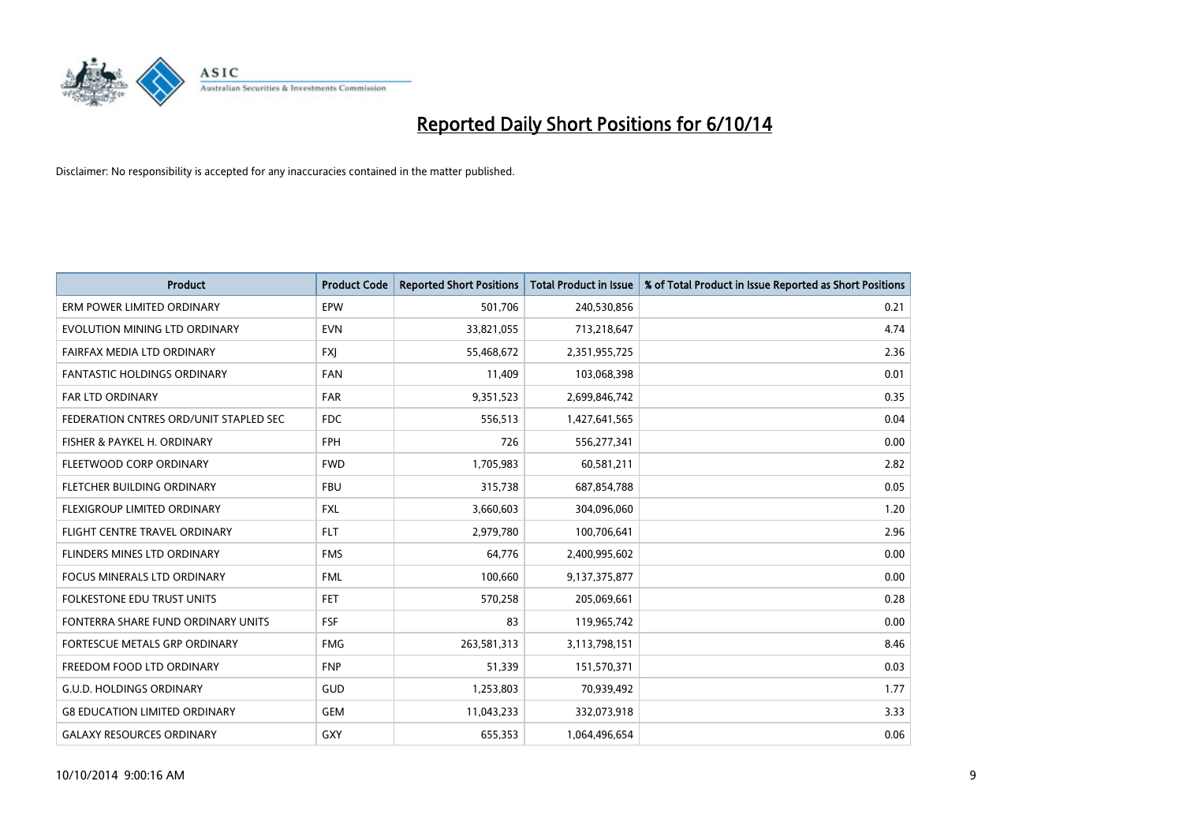# Reported Daily Short Positions for 6/10/14

Disclaimer: No responsibility is accepted for any inaccuracies contained in the matter published.

| Product | Product Code | Reported Short Positions | Total Product in Issue | % of Total Product in Issue Reported as Short Positions |
|---|---|---|---|---|
| ERM POWER LIMITED ORDINARY | EPW | 501,706 | 240,530,856 | 0.21 |
| EVOLUTION MINING LTD ORDINARY | EVN | 33,821,055 | 713,218,647 | 4.74 |
| FAIRFAX MEDIA LTD ORDINARY | FXJ | 55,468,672 | 2,351,955,725 | 2.36 |
| FANTASTIC HOLDINGS ORDINARY | FAN | 11,409 | 103,068,398 | 0.01 |
| FAR LTD ORDINARY | FAR | 9,351,523 | 2,699,846,742 | 0.35 |
| FEDERATION CNTRES ORD/UNIT STAPLED SEC | FDC | 556,513 | 1,427,641,565 | 0.04 |
| FISHER & PAYKEL H. ORDINARY | FPH | 726 | 556,277,341 | 0.00 |
| FLEETWOOD CORP ORDINARY | FWD | 1,705,983 | 60,581,211 | 2.82 |
| FLETCHER BUILDING ORDINARY | FBU | 315,738 | 687,854,788 | 0.05 |
| FLEXIGROUP LIMITED ORDINARY | FXL | 3,660,603 | 304,096,060 | 1.20 |
| FLIGHT CENTRE TRAVEL ORDINARY | FLT | 2,979,780 | 100,706,641 | 2.96 |
| FLINDERS MINES LTD ORDINARY | FMS | 64,776 | 2,400,995,602 | 0.00 |
| FOCUS MINERALS LTD ORDINARY | FML | 100,660 | 9,137,375,877 | 0.00 |
| FOLKESTONE EDU TRUST UNITS | FET | 570,258 | 205,069,661 | 0.28 |
| FONTERRA SHARE FUND ORDINARY UNITS | FSF | 83 | 119,965,742 | 0.00 |
| FORTESCUE METALS GRP ORDINARY | FMG | 263,581,313 | 3,113,798,151 | 8.46 |
| FREEDOM FOOD LTD ORDINARY | FNP | 51,339 | 151,570,371 | 0.03 |
| G.U.D. HOLDINGS ORDINARY | GUD | 1,253,803 | 70,939,492 | 1.77 |
| G8 EDUCATION LIMITED ORDINARY | GEM | 11,043,233 | 332,073,918 | 3.33 |
| GALAXY RESOURCES ORDINARY | GXY | 655,353 | 1,064,496,654 | 0.06 |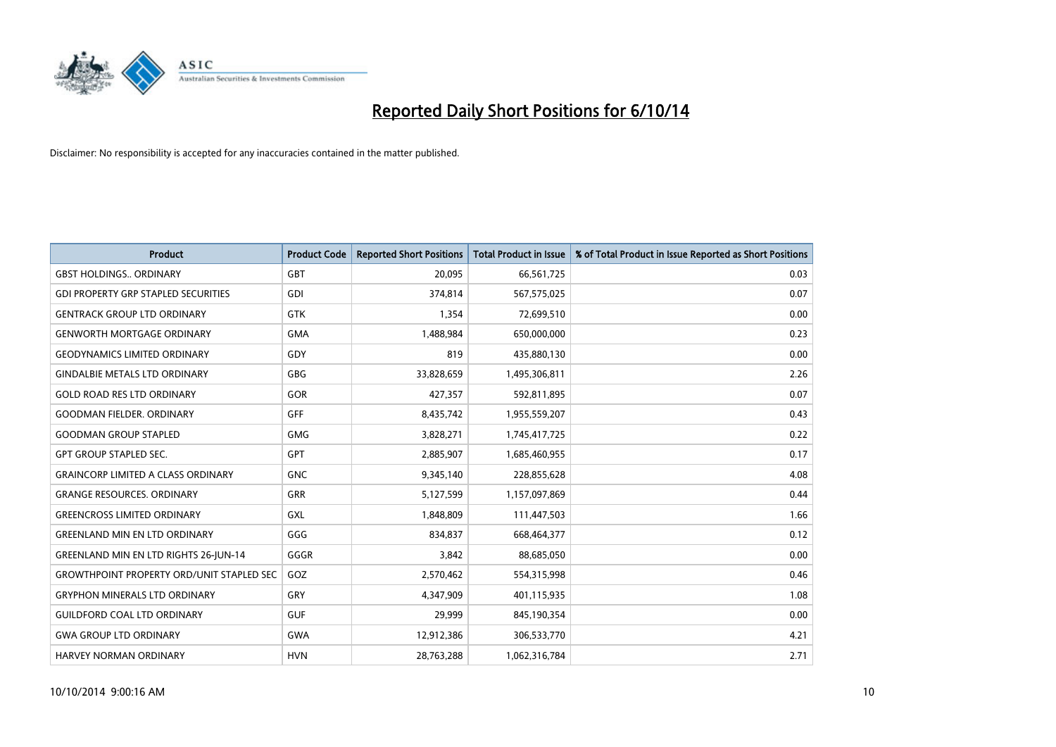# Reported Daily Short Positions for 6/10/14

Disclaimer: No responsibility is accepted for any inaccuracies contained in the matter published.

| Product | Product Code | Reported Short Positions | Total Product in Issue | % of Total Product in Issue Reported as Short Positions |
| --- | --- | --- | --- | --- |
| GBST HOLDINGS.. ORDINARY | GBT | 20,095 | 66,561,725 | 0.03 |
| GDI PROPERTY GRP STAPLED SECURITIES | GDI | 374,814 | 567,575,025 | 0.07 |
| GENTRACK GROUP LTD ORDINARY | GTK | 1,354 | 72,699,510 | 0.00 |
| GENWORTH MORTGAGE ORDINARY | GMA | 1,488,984 | 650,000,000 | 0.23 |
| GEODYNAMICS LIMITED ORDINARY | GDY | 819 | 435,880,130 | 0.00 |
| GINDALBIE METALS LTD ORDINARY | GBG | 33,828,659 | 1,495,306,811 | 2.26 |
| GOLD ROAD RES LTD ORDINARY | GOR | 427,357 | 592,811,895 | 0.07 |
| GOODMAN FIELDER. ORDINARY | GFF | 8,435,742 | 1,955,559,207 | 0.43 |
| GOODMAN GROUP STAPLED | GMG | 3,828,271 | 1,745,417,725 | 0.22 |
| GPT GROUP STAPLED SEC. | GPT | 2,885,907 | 1,685,460,955 | 0.17 |
| GRAINCORP LIMITED A CLASS ORDINARY | GNC | 9,345,140 | 228,855,628 | 4.08 |
| GRANGE RESOURCES. ORDINARY | GRR | 5,127,599 | 1,157,097,869 | 0.44 |
| GREENCROSS LIMITED ORDINARY | GXL | 1,848,809 | 111,447,503 | 1.66 |
| GREENLAND MIN EN LTD ORDINARY | GGG | 834,837 | 668,464,377 | 0.12 |
| GREENLAND MIN EN LTD RIGHTS 26-JUN-14 | GGGR | 3,842 | 88,685,050 | 0.00 |
| GROWTHPOINT PROPERTY ORD/UNIT STAPLED SEC | GOZ | 2,570,462 | 554,315,998 | 0.46 |
| GRYPHON MINERALS LTD ORDINARY | GRY | 4,347,909 | 401,115,935 | 1.08 |
| GUILDFORD COAL LTD ORDINARY | GUF | 29,999 | 845,190,354 | 0.00 |
| GWA GROUP LTD ORDINARY | GWA | 12,912,386 | 306,533,770 | 4.21 |
| HARVEY NORMAN ORDINARY | HVN | 28,763,288 | 1,062,316,784 | 2.71 |

10/10/2014 9:00:16 AM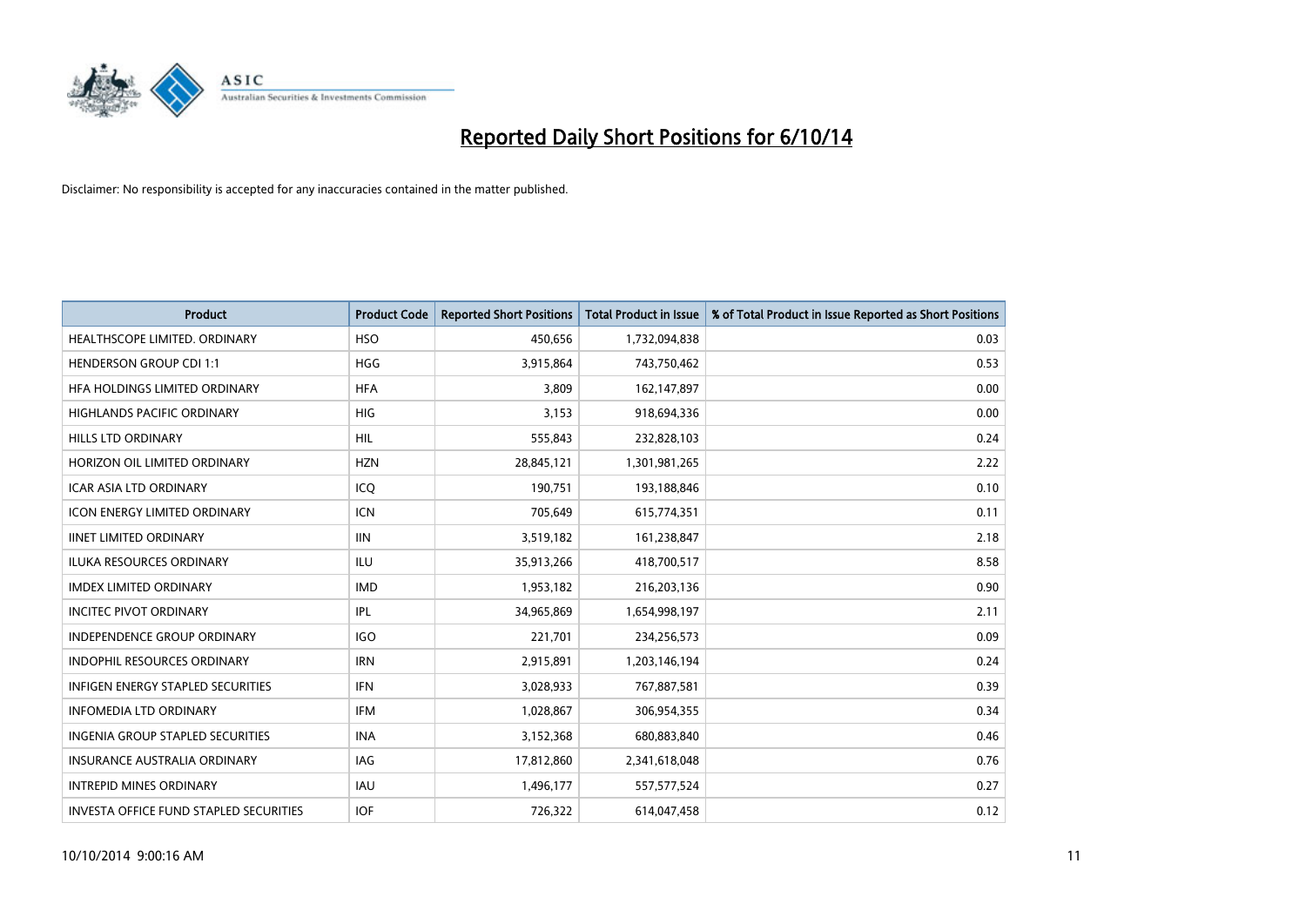# Reported Daily Short Positions for 6/10/14

Disclaimer: No responsibility is accepted for any inaccuracies contained in the matter published.

| Product | Product Code | Reported Short Positions | Total Product in Issue | % of Total Product in Issue Reported as Short Positions |
|---|---|---|---|---|
| HEALTHSCOPE LIMITED. ORDINARY | HSO | 450,656 | 1,732,094,838 | 0.03 |
| HENDERSON GROUP CDI 1:1 | HGG | 3,915,864 | 743,750,462 | 0.53 |
| HFA HOLDINGS LIMITED ORDINARY | HFA | 3,809 | 162,147,897 | 0.00 |
| HIGHLANDS PACIFIC ORDINARY | HIG | 3,153 | 918,694,336 | 0.00 |
| HILLS LTD ORDINARY | HIL | 555,843 | 232,828,103 | 0.24 |
| HORIZON OIL LIMITED ORDINARY | HZN | 28,845,121 | 1,301,981,265 | 2.22 |
| ICAR ASIA LTD ORDINARY | ICQ | 190,751 | 193,188,846 | 0.10 |
| ICON ENERGY LIMITED ORDINARY | ICN | 705,649 | 615,774,351 | 0.11 |
| IINET LIMITED ORDINARY | IIN | 3,519,182 | 161,238,847 | 2.18 |
| ILUKA RESOURCES ORDINARY | ILU | 35,913,266 | 418,700,517 | 8.58 |
| IMDEX LIMITED ORDINARY | IMD | 1,953,182 | 216,203,136 | 0.90 |
| INCITEC PIVOT ORDINARY | IPL | 34,965,869 | 1,654,998,197 | 2.11 |
| INDEPENDENCE GROUP ORDINARY | IGO | 221,701 | 234,256,573 | 0.09 |
| INDOPHIL RESOURCES ORDINARY | IRN | 2,915,891 | 1,203,146,194 | 0.24 |
| INFIGEN ENERGY STAPLED SECURITIES | IFN | 3,028,933 | 767,887,581 | 0.39 |
| INFOMEDIA LTD ORDINARY | IFM | 1,028,867 | 306,954,355 | 0.34 |
| INGENIA GROUP STAPLED SECURITIES | INA | 3,152,368 | 680,883,840 | 0.46 |
| INSURANCE AUSTRALIA ORDINARY | IAG | 17,812,860 | 2,341,618,048 | 0.76 |
| INTREPID MINES ORDINARY | IAU | 1,496,177 | 557,577,524 | 0.27 |
| INVESTA OFFICE FUND STAPLED SECURITIES | IOF | 726,322 | 614,047,458 | 0.12 |

10/10/2014 9:00:16 AM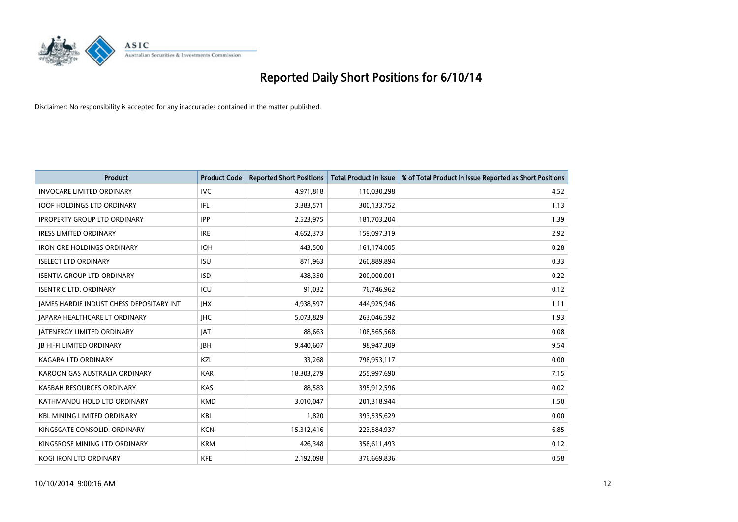# Reported Daily Short Positions for 6/10/14

Disclaimer: No responsibility is accepted for any inaccuracies contained in the matter published.

| Product | Product Code | Reported Short Positions | Total Product in Issue | % of Total Product in Issue Reported as Short Positions |
|---|---|---|---|---|
| INVOCARE LIMITED ORDINARY | IVC | 4,971,818 | 110,030,298 | 4.52 |
| IOOF HOLDINGS LTD ORDINARY | IFL | 3,383,571 | 300,133,752 | 1.13 |
| IPROPERTY GROUP LTD ORDINARY | IPP | 2,523,975 | 181,703,204 | 1.39 |
| IRESS LIMITED ORDINARY | IRE | 4,652,373 | 159,097,319 | 2.92 |
| IRON ORE HOLDINGS ORDINARY | IOH | 443,500 | 161,174,005 | 0.28 |
| ISELECT LTD ORDINARY | ISU | 871,963 | 260,889,894 | 0.33 |
| ISENTIA GROUP LTD ORDINARY | ISD | 438,350 | 200,000,001 | 0.22 |
| ISENTRIC LTD. ORDINARY | ICU | 91,032 | 76,746,962 | 0.12 |
| JAMES HARDIE INDUST CHESS DEPOSITARY INT | JHX | 4,938,597 | 444,925,946 | 1.11 |
| JAPARA HEALTHCARE LT ORDINARY | JHC | 5,073,829 | 263,046,592 | 1.93 |
| JATENERGY LIMITED ORDINARY | JAT | 88,663 | 108,565,568 | 0.08 |
| JB HI-FI LIMITED ORDINARY | JBH | 9,440,607 | 98,947,309 | 9.54 |
| KAGARA LTD ORDINARY | KZL | 33,268 | 798,953,117 | 0.00 |
| KAROON GAS AUSTRALIA ORDINARY | KAR | 18,303,279 | 255,997,690 | 7.15 |
| KASBAH RESOURCES ORDINARY | KAS | 88,583 | 395,912,596 | 0.02 |
| KATHMANDU HOLD LTD ORDINARY | KMD | 3,010,047 | 201,318,944 | 1.50 |
| KBL MINING LIMITED ORDINARY | KBL | 1,820 | 393,535,629 | 0.00 |
| KINGSGATE CONSOLID. ORDINARY | KCN | 15,312,416 | 223,584,937 | 6.85 |
| KINGSROSE MINING LTD ORDINARY | KRM | 426,348 | 358,611,493 | 0.12 |
| KOGI IRON LTD ORDINARY | KFE | 2,192,098 | 376,669,836 | 0.58 |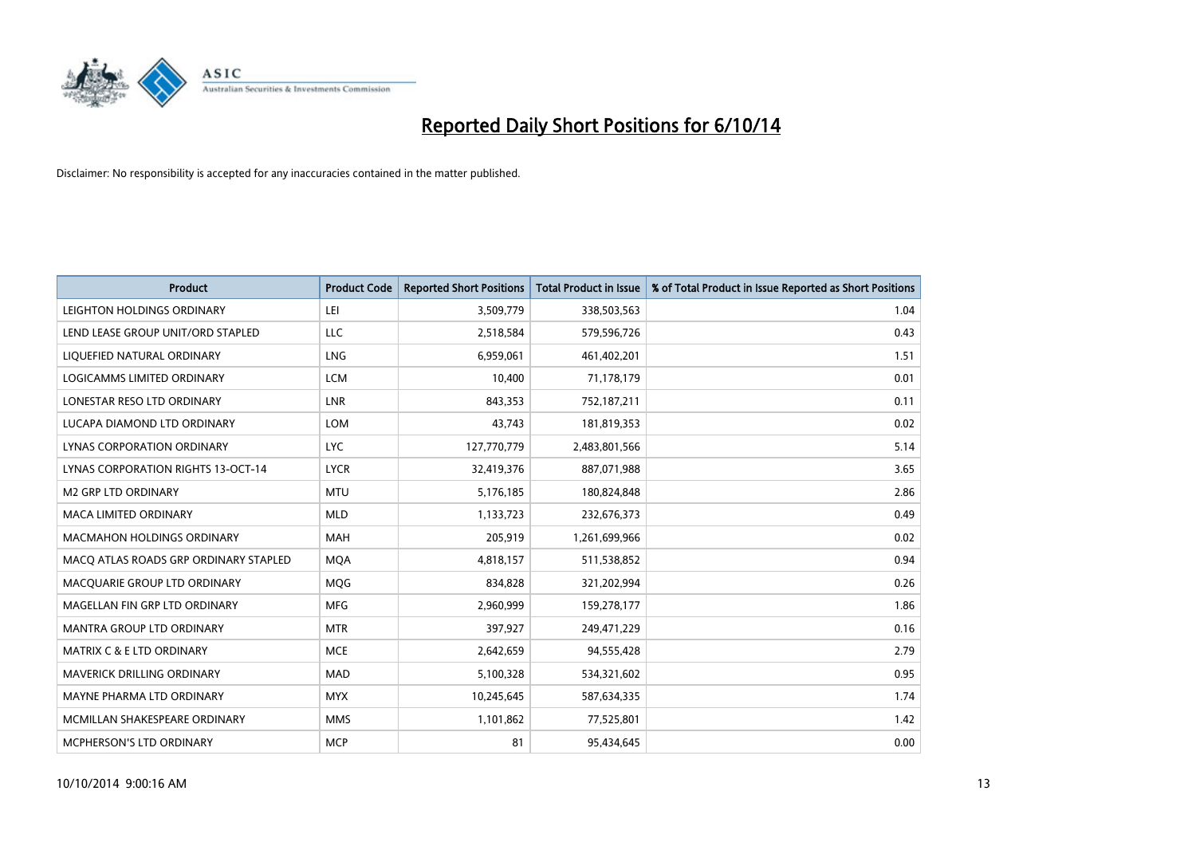# Reported Daily Short Positions for 6/10/14

Disclaimer: No responsibility is accepted for any inaccuracies contained in the matter published.

| Product | Product Code | Reported Short Positions | Total Product in Issue | % of Total Product in Issue Reported as Short Positions |
|---|---|---|---|---|
| LEIGHTON HOLDINGS ORDINARY | LEI | 3,509,779 | 338,503,563 | 1.04 |
| LEND LEASE GROUP UNIT/ORD STAPLED | LLC | 2,518,584 | 579,596,726 | 0.43 |
| LIQUEFIED NATURAL ORDINARY | LNG | 6,959,061 | 461,402,201 | 1.51 |
| LOGICAMMS LIMITED ORDINARY | LCM | 10,400 | 71,178,179 | 0.01 |
| LONESTAR RESO LTD ORDINARY | LNR | 843,353 | 752,187,211 | 0.11 |
| LUCAPA DIAMOND LTD ORDINARY | LOM | 43,743 | 181,819,353 | 0.02 |
| LYNAS CORPORATION ORDINARY | LYC | 127,770,779 | 2,483,801,566 | 5.14 |
| LYNAS CORPORATION RIGHTS 13-OCT-14 | LYCR | 32,419,376 | 887,071,988 | 3.65 |
| M2 GRP LTD ORDINARY | MTU | 5,176,185 | 180,824,848 | 2.86 |
| MACA LIMITED ORDINARY | MLD | 1,133,723 | 232,676,373 | 0.49 |
| MACMAHON HOLDINGS ORDINARY | MAH | 205,919 | 1,261,699,966 | 0.02 |
| MACQ ATLAS ROADS GRP ORDINARY STAPLED | MQA | 4,818,157 | 511,538,852 | 0.94 |
| MACQUARIE GROUP LTD ORDINARY | MQG | 834,828 | 321,202,994 | 0.26 |
| MAGELLAN FIN GRP LTD ORDINARY | MFG | 2,960,999 | 159,278,177 | 1.86 |
| MANTRA GROUP LTD ORDINARY | MTR | 397,927 | 249,471,229 | 0.16 |
| MATRIX C & E LTD ORDINARY | MCE | 2,642,659 | 94,555,428 | 2.79 |
| MAVERICK DRILLING ORDINARY | MAD | 5,100,328 | 534,321,602 | 0.95 |
| MAYNE PHARMA LTD ORDINARY | MYX | 10,245,645 | 587,634,335 | 1.74 |
| MCMILLAN SHAKESPEARE ORDINARY | MMS | 1,101,862 | 77,525,801 | 1.42 |
| MCPHERSON'S LTD ORDINARY | MCP | 81 | 95,434,645 | 0.00 |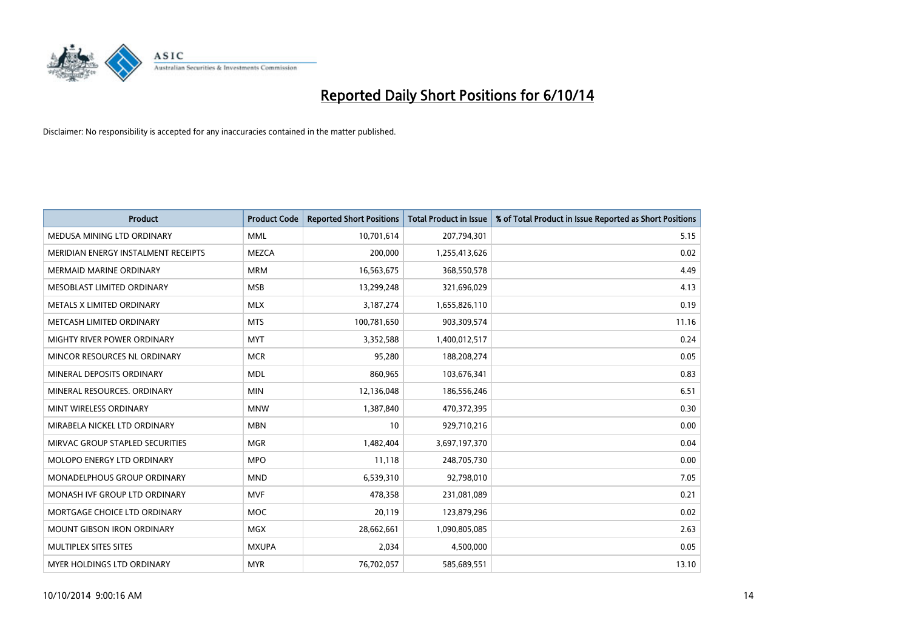# Reported Daily Short Positions for 6/10/14

Disclaimer: No responsibility is accepted for any inaccuracies contained in the matter published.

| Product | Product Code | Reported Short Positions | Total Product in Issue | % of Total Product in Issue Reported as Short Positions |
|---|---|---|---|---|
| MEDUSA MINING LTD ORDINARY | MML | 10,701,614 | 207,794,301 | 5.15 |
| MERIDIAN ENERGY INSTALMENT RECEIPTS | MEZCA | 200,000 | 1,255,413,626 | 0.02 |
| MERMAID MARINE ORDINARY | MRM | 16,563,675 | 368,550,578 | 4.49 |
| MESOBLAST LIMITED ORDINARY | MSB | 13,299,248 | 321,696,029 | 4.13 |
| METALS X LIMITED ORDINARY | MLX | 3,187,274 | 1,655,826,110 | 0.19 |
| METCASH LIMITED ORDINARY | MTS | 100,781,650 | 903,309,574 | 11.16 |
| MIGHTY RIVER POWER ORDINARY | MYT | 3,352,588 | 1,400,012,517 | 0.24 |
| MINCOR RESOURCES NL ORDINARY | MCR | 95,280 | 188,208,274 | 0.05 |
| MINERAL DEPOSITS ORDINARY | MDL | 860,965 | 103,676,341 | 0.83 |
| MINERAL RESOURCES. ORDINARY | MIN | 12,136,048 | 186,556,246 | 6.51 |
| MINT WIRELESS ORDINARY | MNW | 1,387,840 | 470,372,395 | 0.30 |
| MIRABELA NICKEL LTD ORDINARY | MBN | 10 | 929,710,216 | 0.00 |
| MIRVAC GROUP STAPLED SECURITIES | MGR | 1,482,404 | 3,697,197,370 | 0.04 |
| MOLOPO ENERGY LTD ORDINARY | MPO | 11,118 | 248,705,730 | 0.00 |
| MONADELPHOUS GROUP ORDINARY | MND | 6,539,310 | 92,798,010 | 7.05 |
| MONASH IVF GROUP LTD ORDINARY | MVF | 478,358 | 231,081,089 | 0.21 |
| MORTGAGE CHOICE LTD ORDINARY | MOC | 20,119 | 123,879,296 | 0.02 |
| MOUNT GIBSON IRON ORDINARY | MGX | 28,662,661 | 1,090,805,085 | 2.63 |
| MULTIPLEX SITES SITES | MXUPA | 2,034 | 4,500,000 | 0.05 |
| MYER HOLDINGS LTD ORDINARY | MYR | 76,702,057 | 585,689,551 | 13.10 |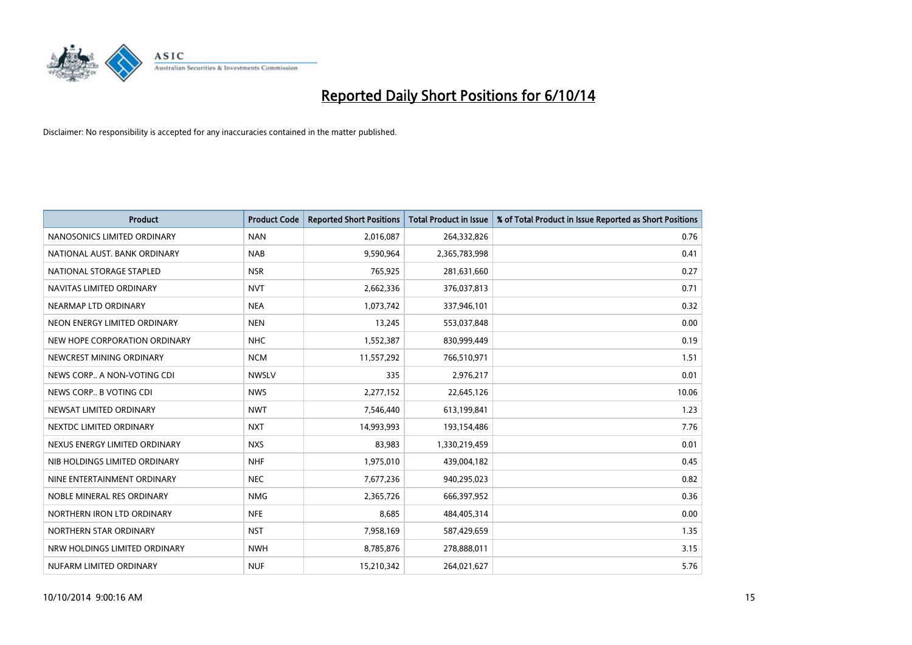# Reported Daily Short Positions for 6/10/14

Disclaimer: No responsibility is accepted for any inaccuracies contained in the matter published.

| Product | Product Code | Reported Short Positions | Total Product in Issue | % of Total Product in Issue Reported as Short Positions |
|---|---|---|---|---|
| NANOSONICS LIMITED ORDINARY | NAN | 2,016,087 | 264,332,826 | 0.76 |
| NATIONAL AUST. BANK ORDINARY | NAB | 9,590,964 | 2,365,783,998 | 0.41 |
| NATIONAL STORAGE STAPLED | NSR | 765,925 | 281,631,660 | 0.27 |
| NAVITAS LIMITED ORDINARY | NVT | 2,662,336 | 376,037,813 | 0.71 |
| NEARMAP LTD ORDINARY | NEA | 1,073,742 | 337,946,101 | 0.32 |
| NEON ENERGY LIMITED ORDINARY | NEN | 13,245 | 553,037,848 | 0.00 |
| NEW HOPE CORPORATION ORDINARY | NHC | 1,552,387 | 830,999,449 | 0.19 |
| NEWCREST MINING ORDINARY | NCM | 11,557,292 | 766,510,971 | 1.51 |
| NEWS CORP.. A NON-VOTING CDI | NWSLV | 335 | 2,976,217 | 0.01 |
| NEWS CORP.. B VOTING CDI | NWS | 2,277,152 | 22,645,126 | 10.06 |
| NEWSAT LIMITED ORDINARY | NWT | 7,546,440 | 613,199,841 | 1.23 |
| NEXTDC LIMITED ORDINARY | NXT | 14,993,993 | 193,154,486 | 7.76 |
| NEXUS ENERGY LIMITED ORDINARY | NXS | 83,983 | 1,330,219,459 | 0.01 |
| NIB HOLDINGS LIMITED ORDINARY | NHF | 1,975,010 | 439,004,182 | 0.45 |
| NINE ENTERTAINMENT ORDINARY | NEC | 7,677,236 | 940,295,023 | 0.82 |
| NOBLE MINERAL RES ORDINARY | NMG | 2,365,726 | 666,397,952 | 0.36 |
| NORTHERN IRON LTD ORDINARY | NFE | 8,685 | 484,405,314 | 0.00 |
| NORTHERN STAR ORDINARY | NST | 7,958,169 | 587,429,659 | 1.35 |
| NRW HOLDINGS LIMITED ORDINARY | NWH | 8,785,876 | 278,888,011 | 3.15 |
| NUFARM LIMITED ORDINARY | NUF | 15,210,342 | 264,021,627 | 5.76 |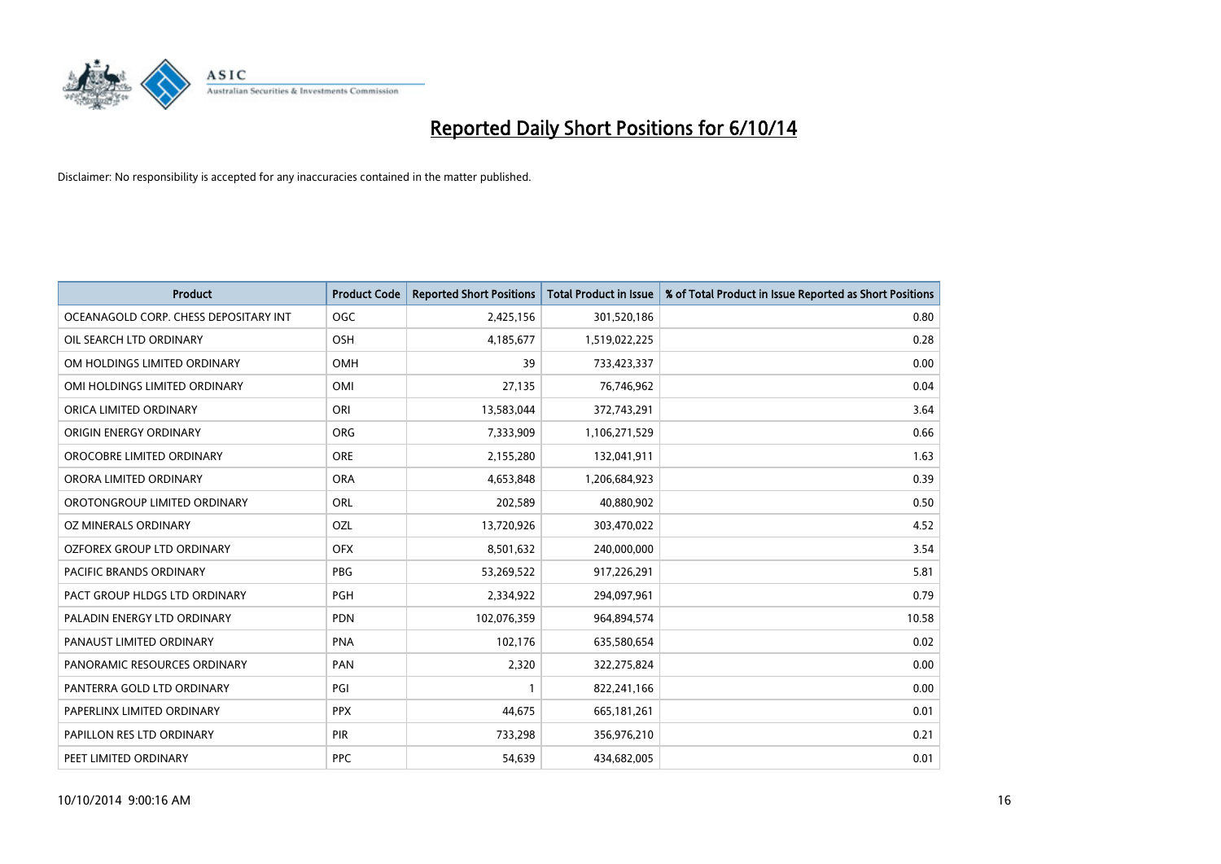# Reported Daily Short Positions for 6/10/14

Disclaimer: No responsibility is accepted for any inaccuracies contained in the matter published.

| Product | Product Code | Reported Short Positions | Total Product in Issue | % of Total Product in Issue Reported as Short Positions |
|---|---|---|---|---|
| OCEANAGOLD CORP. CHESS DEPOSITARY INT | OGC | 2,425,156 | 301,520,186 | 0.80 |
| OIL SEARCH LTD ORDINARY | OSH | 4,185,677 | 1,519,022,225 | 0.28 |
| OM HOLDINGS LIMITED ORDINARY | OMH | 39 | 733,423,337 | 0.00 |
| OMI HOLDINGS LIMITED ORDINARY | OMI | 27,135 | 76,746,962 | 0.04 |
| ORICA LIMITED ORDINARY | ORI | 13,583,044 | 372,743,291 | 3.64 |
| ORIGIN ENERGY ORDINARY | ORG | 7,333,909 | 1,106,271,529 | 0.66 |
| OROCOBRE LIMITED ORDINARY | ORE | 2,155,280 | 132,041,911 | 1.63 |
| ORORA LIMITED ORDINARY | ORA | 4,653,848 | 1,206,684,923 | 0.39 |
| OROTONGROUP LIMITED ORDINARY | ORL | 202,589 | 40,880,902 | 0.50 |
| OZ MINERALS ORDINARY | OZL | 13,720,926 | 303,470,022 | 4.52 |
| OZFOREX GROUP LTD ORDINARY | OFX | 8,501,632 | 240,000,000 | 3.54 |
| PACIFIC BRANDS ORDINARY | PBG | 53,269,522 | 917,226,291 | 5.81 |
| PACT GROUP HLDGS LTD ORDINARY | PGH | 2,334,922 | 294,097,961 | 0.79 |
| PALADIN ENERGY LTD ORDINARY | PDN | 102,076,359 | 964,894,574 | 10.58 |
| PANAUST LIMITED ORDINARY | PNA | 102,176 | 635,580,654 | 0.02 |
| PANORAMIC RESOURCES ORDINARY | PAN | 2,320 | 322,275,824 | 0.00 |
| PANTERRA GOLD LTD ORDINARY | PGI | 1 | 822,241,166 | 0.00 |
| PAPERLINX LIMITED ORDINARY | PPX | 44,675 | 665,181,261 | 0.01 |
| PAPILLON RES LTD ORDINARY | PIR | 733,298 | 356,976,210 | 0.21 |
| PEET LIMITED ORDINARY | PPC | 54,639 | 434,682,005 | 0.01 |

10/10/2014 9:00:16 AM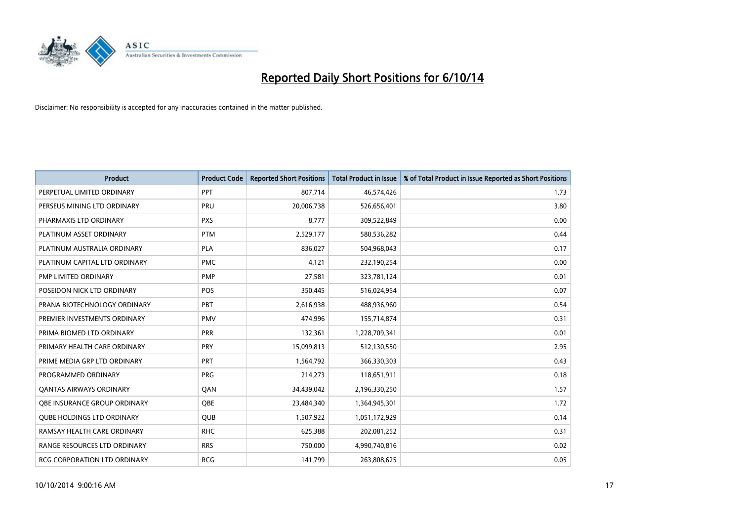# Reported Daily Short Positions for 6/10/14

Disclaimer: No responsibility is accepted for any inaccuracies contained in the matter published.

| Product | Product Code | Reported Short Positions | Total Product in Issue | % of Total Product in Issue Reported as Short Positions |
|---|---|---|---|---|
| PERPETUAL LIMITED ORDINARY | PPT | 807,714 | 46,574,426 | 1.73 |
| PERSEUS MINING LTD ORDINARY | PRU | 20,006,738 | 526,656,401 | 3.80 |
| PHARMAXIS LTD ORDINARY | PXS | 8,777 | 309,522,849 | 0.00 |
| PLATINUM ASSET ORDINARY | PTM | 2,529,177 | 580,536,282 | 0.44 |
| PLATINUM AUSTRALIA ORDINARY | PLA | 836,027 | 504,968,043 | 0.17 |
| PLATINUM CAPITAL LTD ORDINARY | PMC | 4,121 | 232,190,254 | 0.00 |
| PMP LIMITED ORDINARY | PMP | 27,581 | 323,781,124 | 0.01 |
| POSEIDON NICK LTD ORDINARY | POS | 350,445 | 516,024,954 | 0.07 |
| PRANA BIOTECHNOLOGY ORDINARY | PBT | 2,616,938 | 488,936,960 | 0.54 |
| PREMIER INVESTMENTS ORDINARY | PMV | 474,996 | 155,714,874 | 0.31 |
| PRIMA BIOMED LTD ORDINARY | PRR | 132,361 | 1,228,709,341 | 0.01 |
| PRIMARY HEALTH CARE ORDINARY | PRY | 15,099,813 | 512,130,550 | 2.95 |
| PRIME MEDIA GRP LTD ORDINARY | PRT | 1,564,792 | 366,330,303 | 0.43 |
| PROGRAMMED ORDINARY | PRG | 214,273 | 118,651,911 | 0.18 |
| QANTAS AIRWAYS ORDINARY | QAN | 34,439,042 | 2,196,330,250 | 1.57 |
| QBE INSURANCE GROUP ORDINARY | QBE | 23,484,340 | 1,364,945,301 | 1.72 |
| QUBE HOLDINGS LTD ORDINARY | QUB | 1,507,922 | 1,051,172,929 | 0.14 |
| RAMSAY HEALTH CARE ORDINARY | RHC | 625,388 | 202,081,252 | 0.31 |
| RANGE RESOURCES LTD ORDINARY | RRS | 750,000 | 4,990,740,816 | 0.02 |
| RCG CORPORATION LTD ORDINARY | RCG | 141,799 | 263,808,625 | 0.05 |

10/10/2014 9:00:16 AM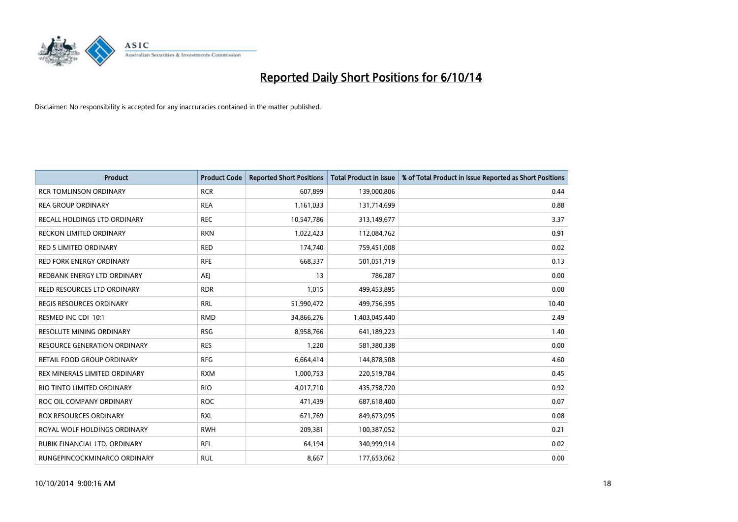# Reported Daily Short Positions for 6/10/14

Disclaimer: No responsibility is accepted for any inaccuracies contained in the matter published.

| Product | Product Code | Reported Short Positions | Total Product in Issue | % of Total Product in Issue Reported as Short Positions |
|---|---|---|---|---|
| RCR TOMLINSON ORDINARY | RCR | 607,899 | 139,000,806 | 0.44 |
| REA GROUP ORDINARY | REA | 1,161,033 | 131,714,699 | 0.88 |
| RECALL HOLDINGS LTD ORDINARY | REC | 10,547,786 | 313,149,677 | 3.37 |
| RECKON LIMITED ORDINARY | RKN | 1,022,423 | 112,084,762 | 0.91 |
| RED 5 LIMITED ORDINARY | RED | 174,740 | 759,451,008 | 0.02 |
| RED FORK ENERGY ORDINARY | RFE | 668,337 | 501,051,719 | 0.13 |
| REDBANK ENERGY LTD ORDINARY | AEJ | 13 | 786,287 | 0.00 |
| REED RESOURCES LTD ORDINARY | RDR | 1,015 | 499,453,895 | 0.00 |
| REGIS RESOURCES ORDINARY | RRL | 51,990,472 | 499,756,595 | 10.40 |
| RESMED INC CDI 10:1 | RMD | 34,866,276 | 1,403,045,440 | 2.49 |
| RESOLUTE MINING ORDINARY | RSG | 8,958,766 | 641,189,223 | 1.40 |
| RESOURCE GENERATION ORDINARY | RES | 1,220 | 581,380,338 | 0.00 |
| RETAIL FOOD GROUP ORDINARY | RFG | 6,664,414 | 144,878,508 | 4.60 |
| REX MINERALS LIMITED ORDINARY | RXM | 1,000,753 | 220,519,784 | 0.45 |
| RIO TINTO LIMITED ORDINARY | RIO | 4,017,710 | 435,758,720 | 0.92 |
| ROC OIL COMPANY ORDINARY | ROC | 471,439 | 687,618,400 | 0.07 |
| ROX RESOURCES ORDINARY | RXL | 671,769 | 849,673,095 | 0.08 |
| ROYAL WOLF HOLDINGS ORDINARY | RWH | 209,381 | 100,387,052 | 0.21 |
| RUBIK FINANCIAL LTD. ORDINARY | RFL | 64,194 | 340,999,914 | 0.02 |
| RUNGEPINCOCKMINARCO ORDINARY | RUL | 8,667 | 177,653,062 | 0.00 |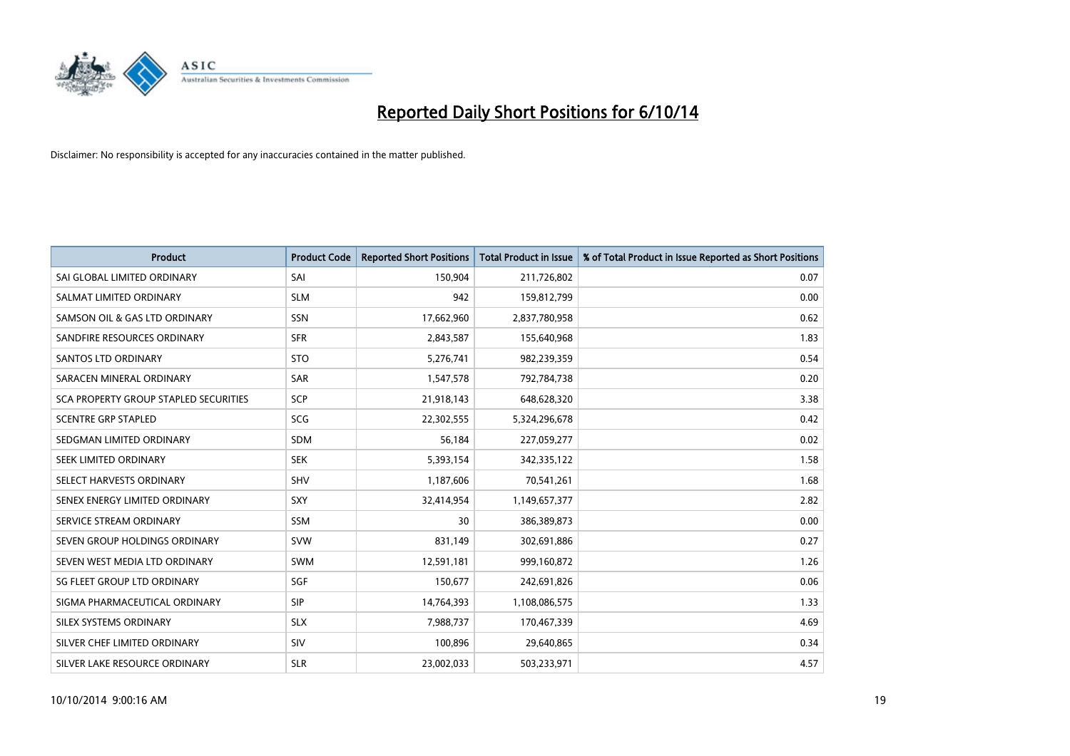# Reported Daily Short Positions for 6/10/14

Disclaimer: No responsibility is accepted for any inaccuracies contained in the matter published.

| Product | Product Code | Reported Short Positions | Total Product in Issue | % of Total Product in Issue Reported as Short Positions |
|---|---|---|---|---|
| SAI GLOBAL LIMITED ORDINARY | SAI | 150,904 | 211,726,802 | 0.07 |
| SALMAT LIMITED ORDINARY | SLM | 942 | 159,812,799 | 0.00 |
| SAMSON OIL & GAS LTD ORDINARY | SSN | 17,662,960 | 2,837,780,958 | 0.62 |
| SANDFIRE RESOURCES ORDINARY | SFR | 2,843,587 | 155,640,968 | 1.83 |
| SANTOS LTD ORDINARY | STO | 5,276,741 | 982,239,359 | 0.54 |
| SARACEN MINERAL ORDINARY | SAR | 1,547,578 | 792,784,738 | 0.20 |
| SCA PROPERTY GROUP STAPLED SECURITIES | SCP | 21,918,143 | 648,628,320 | 3.38 |
| SCENTRE GRP STAPLED | SCG | 22,302,555 | 5,324,296,678 | 0.42 |
| SEDGMAN LIMITED ORDINARY | SDM | 56,184 | 227,059,277 | 0.02 |
| SEEK LIMITED ORDINARY | SEK | 5,393,154 | 342,335,122 | 1.58 |
| SELECT HARVESTS ORDINARY | SHV | 1,187,606 | 70,541,261 | 1.68 |
| SENEX ENERGY LIMITED ORDINARY | SXY | 32,414,954 | 1,149,657,377 | 2.82 |
| SERVICE STREAM ORDINARY | SSM | 30 | 386,389,873 | 0.00 |
| SEVEN GROUP HOLDINGS ORDINARY | SVW | 831,149 | 302,691,886 | 0.27 |
| SEVEN WEST MEDIA LTD ORDINARY | SWM | 12,591,181 | 999,160,872 | 1.26 |
| SG FLEET GROUP LTD ORDINARY | SGF | 150,677 | 242,691,826 | 0.06 |
| SIGMA PHARMACEUTICAL ORDINARY | SIP | 14,764,393 | 1,108,086,575 | 1.33 |
| SILEX SYSTEMS ORDINARY | SLX | 7,988,737 | 170,467,339 | 4.69 |
| SILVER CHEF LIMITED ORDINARY | SIV | 100,896 | 29,640,865 | 0.34 |
| SILVER LAKE RESOURCE ORDINARY | SLR | 23,002,033 | 503,233,971 | 4.57 |

10/10/2014 9:00:16 AM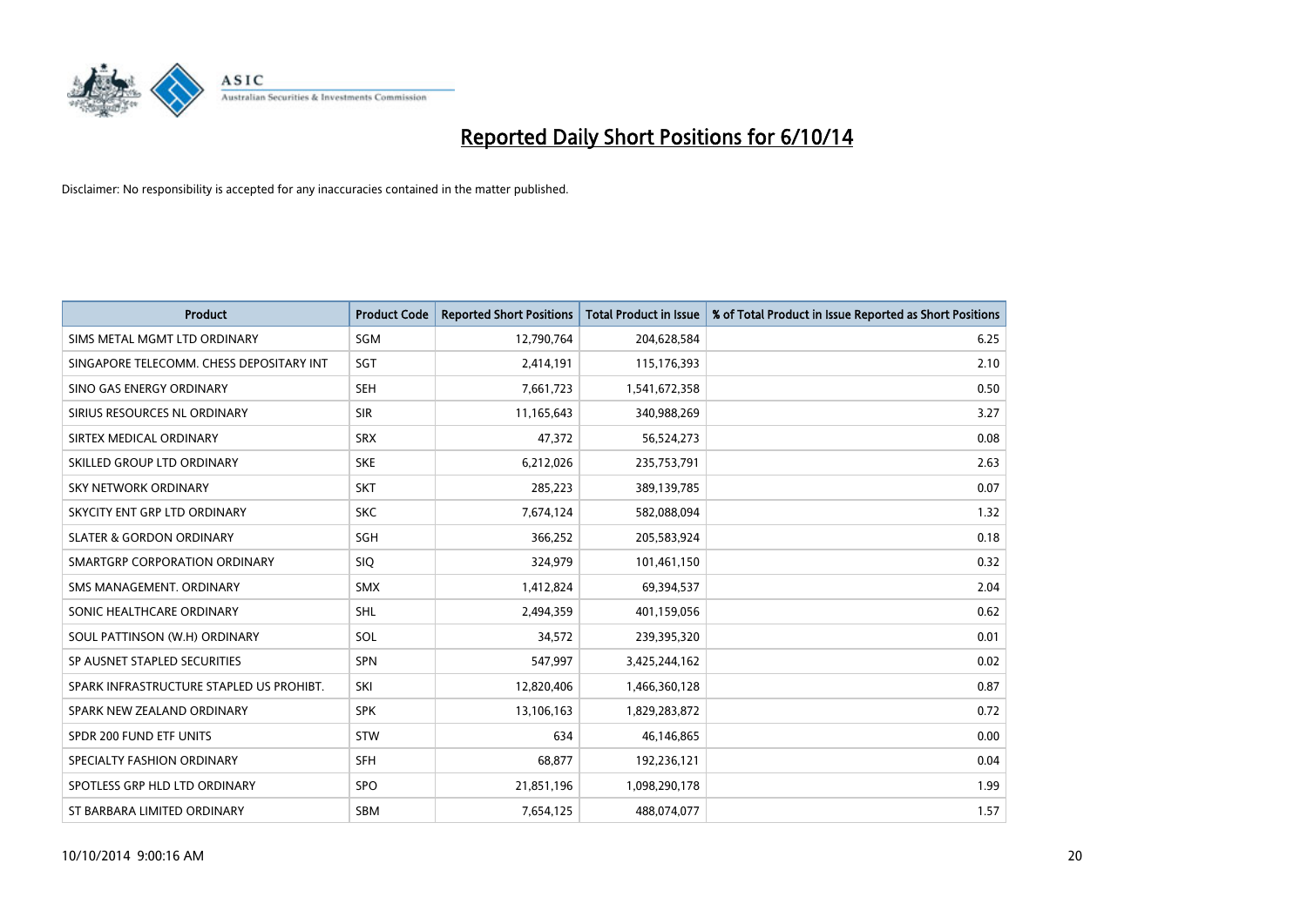# Reported Daily Short Positions for 6/10/14

Disclaimer: No responsibility is accepted for any inaccuracies contained in the matter published.

| Product | Product Code | Reported Short Positions | Total Product in Issue | % of Total Product in Issue Reported as Short Positions |
|---|---|---|---|---|
| SIMS METAL MGMT LTD ORDINARY | SGM | 12,790,764 | 204,628,584 | 6.25 |
| SINGAPORE TELECOMM. CHESS DEPOSITARY INT | SGT | 2,414,191 | 115,176,393 | 2.10 |
| SINO GAS ENERGY ORDINARY | SEH | 7,661,723 | 1,541,672,358 | 0.50 |
| SIRIUS RESOURCES NL ORDINARY | SIR | 11,165,643 | 340,988,269 | 3.27 |
| SIRTEX MEDICAL ORDINARY | SRX | 47,372 | 56,524,273 | 0.08 |
| SKILLED GROUP LTD ORDINARY | SKE | 6,212,026 | 235,753,791 | 2.63 |
| SKY NETWORK ORDINARY | SKT | 285,223 | 389,139,785 | 0.07 |
| SKYCITY ENT GRP LTD ORDINARY | SKC | 7,674,124 | 582,088,094 | 1.32 |
| SLATER & GORDON ORDINARY | SGH | 366,252 | 205,583,924 | 0.18 |
| SMARTGRP CORPORATION ORDINARY | SIQ | 324,979 | 101,461,150 | 0.32 |
| SMS MANAGEMENT. ORDINARY | SMX | 1,412,824 | 69,394,537 | 2.04 |
| SONIC HEALTHCARE ORDINARY | SHL | 2,494,359 | 401,159,056 | 0.62 |
| SOUL PATTINSON (W.H) ORDINARY | SOL | 34,572 | 239,395,320 | 0.01 |
| SP AUSNET STAPLED SECURITIES | SPN | 547,997 | 3,425,244,162 | 0.02 |
| SPARK INFRASTRUCTURE STAPLED US PROHIBT. | SKI | 12,820,406 | 1,466,360,128 | 0.87 |
| SPARK NEW ZEALAND ORDINARY | SPK | 13,106,163 | 1,829,283,872 | 0.72 |
| SPDR 200 FUND ETF UNITS | STW | 634 | 46,146,865 | 0.00 |
| SPECIALTY FASHION ORDINARY | SFH | 68,877 | 192,236,121 | 0.04 |
| SPOTLESS GRP HLD LTD ORDINARY | SPO | 21,851,196 | 1,098,290,178 | 1.99 |
| ST BARBARA LIMITED ORDINARY | SBM | 7,654,125 | 488,074,077 | 1.57 |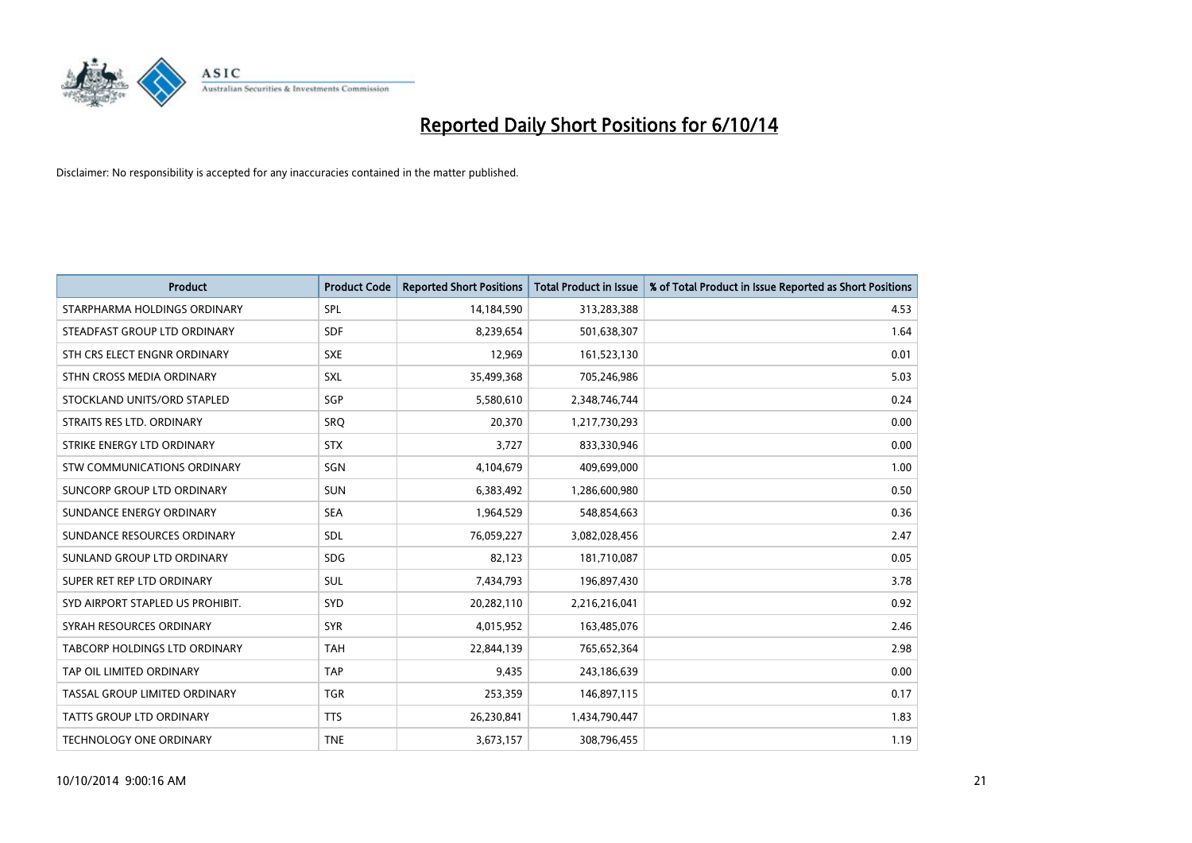# Reported Daily Short Positions for 6/10/14

Disclaimer: No responsibility is accepted for any inaccuracies contained in the matter published.

| Product | Product Code | Reported Short Positions | Total Product in Issue | % of Total Product in Issue Reported as Short Positions |
|---|---|---|---|---|
| STARPHARMA HOLDINGS ORDINARY | SPL | 14,184,590 | 313,283,388 | 4.53 |
| STEADFAST GROUP LTD ORDINARY | SDF | 8,239,654 | 501,638,307 | 1.64 |
| STH CRS ELECT ENGNR ORDINARY | SXE | 12,969 | 161,523,130 | 0.01 |
| STHN CROSS MEDIA ORDINARY | SXL | 35,499,368 | 705,246,986 | 5.03 |
| STOCKLAND UNITS/ORD STAPLED | SGP | 5,580,610 | 2,348,746,744 | 0.24 |
| STRAITS RES LTD. ORDINARY | SRQ | 20,370 | 1,217,730,293 | 0.00 |
| STRIKE ENERGY LTD ORDINARY | STX | 3,727 | 833,330,946 | 0.00 |
| STW COMMUNICATIONS ORDINARY | SGN | 4,104,679 | 409,699,000 | 1.00 |
| SUNCORP GROUP LTD ORDINARY | SUN | 6,383,492 | 1,286,600,980 | 0.50 |
| SUNDANCE ENERGY ORDINARY | SEA | 1,964,529 | 548,854,663 | 0.36 |
| SUNDANCE RESOURCES ORDINARY | SDL | 76,059,227 | 3,082,028,456 | 2.47 |
| SUNLAND GROUP LTD ORDINARY | SDG | 82,123 | 181,710,087 | 0.05 |
| SUPER RET REP LTD ORDINARY | SUL | 7,434,793 | 196,897,430 | 3.78 |
| SYD AIRPORT STAPLED US PROHIBIT. | SYD | 20,282,110 | 2,216,216,041 | 0.92 |
| SYRAH RESOURCES ORDINARY | SYR | 4,015,952 | 163,485,076 | 2.46 |
| TABCORP HOLDINGS LTD ORDINARY | TAH | 22,844,139 | 765,652,364 | 2.98 |
| TAP OIL LIMITED ORDINARY | TAP | 9,435 | 243,186,639 | 0.00 |
| TASSAL GROUP LIMITED ORDINARY | TGR | 253,359 | 146,897,115 | 0.17 |
| TATTS GROUP LTD ORDINARY | TTS | 26,230,841 | 1,434,790,447 | 1.83 |
| TECHNOLOGY ONE ORDINARY | TNE | 3,673,157 | 308,796,455 | 1.19 |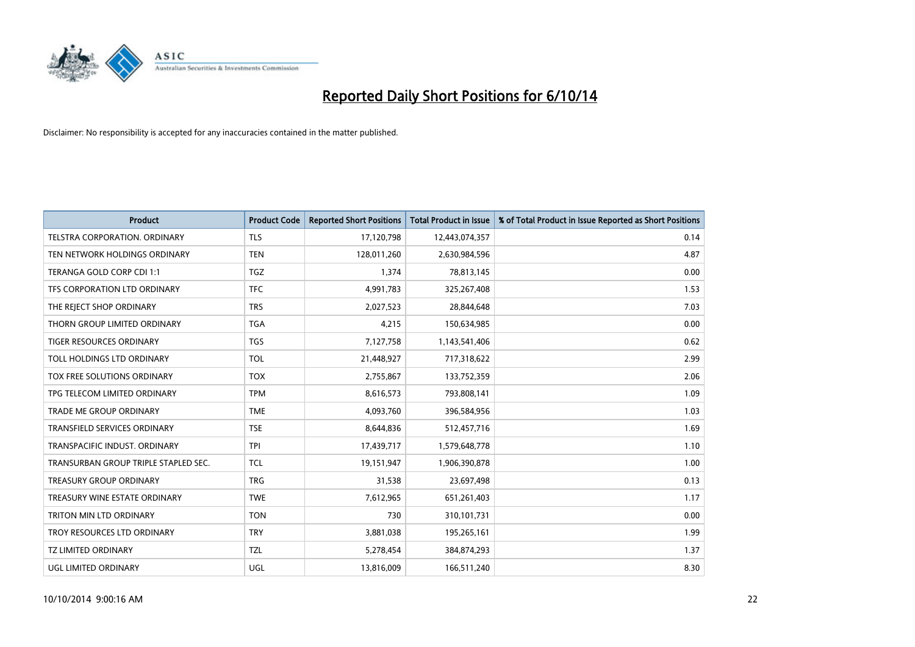# Reported Daily Short Positions for 6/10/14

Disclaimer: No responsibility is accepted for any inaccuracies contained in the matter published.

| Product | Product Code | Reported Short Positions | Total Product in Issue | % of Total Product in Issue Reported as Short Positions |
|---|---|---|---|---|
| TELSTRA CORPORATION. ORDINARY | TLS | 17,120,798 | 12,443,074,357 | 0.14 |
| TEN NETWORK HOLDINGS ORDINARY | TEN | 128,011,260 | 2,630,984,596 | 4.87 |
| TERANGA GOLD CORP CDI 1:1 | TGZ | 1,374 | 78,813,145 | 0.00 |
| TFS CORPORATION LTD ORDINARY | TFC | 4,991,783 | 325,267,408 | 1.53 |
| THE REJECT SHOP ORDINARY | TRS | 2,027,523 | 28,844,648 | 7.03 |
| THORN GROUP LIMITED ORDINARY | TGA | 4,215 | 150,634,985 | 0.00 |
| TIGER RESOURCES ORDINARY | TGS | 7,127,758 | 1,143,541,406 | 0.62 |
| TOLL HOLDINGS LTD ORDINARY | TOL | 21,448,927 | 717,318,622 | 2.99 |
| TOX FREE SOLUTIONS ORDINARY | TOX | 2,755,867 | 133,752,359 | 2.06 |
| TPG TELECOM LIMITED ORDINARY | TPM | 8,616,573 | 793,808,141 | 1.09 |
| TRADE ME GROUP ORDINARY | TME | 4,093,760 | 396,584,956 | 1.03 |
| TRANSFIELD SERVICES ORDINARY | TSE | 8,644,836 | 512,457,716 | 1.69 |
| TRANSPACIFIC INDUST. ORDINARY | TPI | 17,439,717 | 1,579,648,778 | 1.10 |
| TRANSURBAN GROUP TRIPLE STAPLED SEC. | TCL | 19,151,947 | 1,906,390,878 | 1.00 |
| TREASURY GROUP ORDINARY | TRG | 31,538 | 23,697,498 | 0.13 |
| TREASURY WINE ESTATE ORDINARY | TWE | 7,612,965 | 651,261,403 | 1.17 |
| TRITON MIN LTD ORDINARY | TON | 730 | 310,101,731 | 0.00 |
| TROY RESOURCES LTD ORDINARY | TRY | 3,881,038 | 195,265,161 | 1.99 |
| TZ LIMITED ORDINARY | TZL | 5,278,454 | 384,874,293 | 1.37 |
| UGL LIMITED ORDINARY | UGL | 13,816,009 | 166,511,240 | 8.30 |

10/10/2014 9:00:16 AM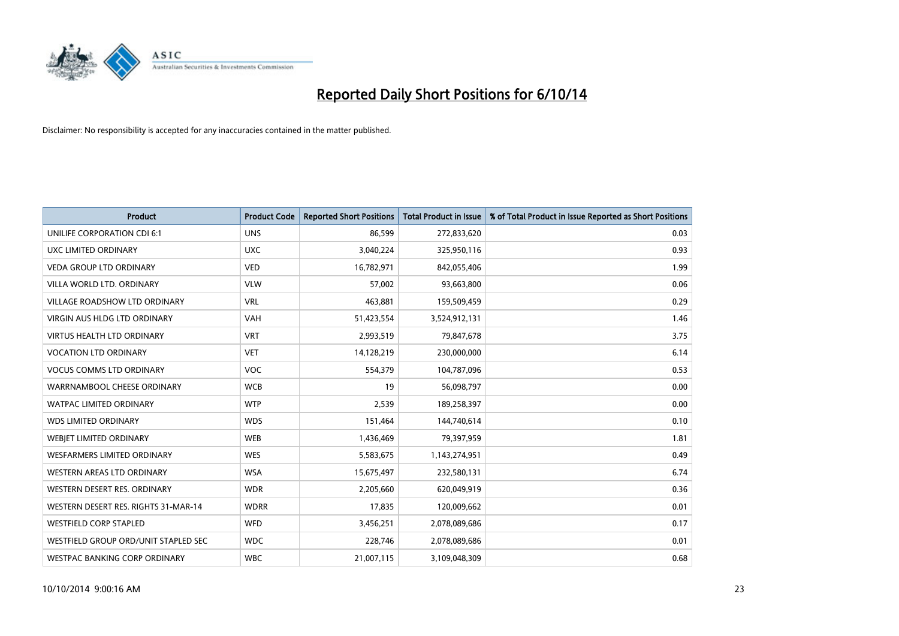# Reported Daily Short Positions for 6/10/14

Disclaimer: No responsibility is accepted for any inaccuracies contained in the matter published.

| Product | Product Code | Reported Short Positions | Total Product in Issue | % of Total Product in Issue Reported as Short Positions |
|---|---|---|---|---|
| UNILIFE CORPORATION CDI 6:1 | UNS | 86,599 | 272,833,620 | 0.03 |
| UXC LIMITED ORDINARY | UXC | 3,040,224 | 325,950,116 | 0.93 |
| VEDA GROUP LTD ORDINARY | VED | 16,782,971 | 842,055,406 | 1.99 |
| VILLA WORLD LTD. ORDINARY | VLW | 57,002 | 93,663,800 | 0.06 |
| VILLAGE ROADSHOW LTD ORDINARY | VRL | 463,881 | 159,509,459 | 0.29 |
| VIRGIN AUS HLDG LTD ORDINARY | VAH | 51,423,554 | 3,524,912,131 | 1.46 |
| VIRTUS HEALTH LTD ORDINARY | VRT | 2,993,519 | 79,847,678 | 3.75 |
| VOCATION LTD ORDINARY | VET | 14,128,219 | 230,000,000 | 6.14 |
| VOCUS COMMS LTD ORDINARY | VOC | 554,379 | 104,787,096 | 0.53 |
| WARRNAMBOOL CHEESE ORDINARY | WCB | 19 | 56,098,797 | 0.00 |
| WATPAC LIMITED ORDINARY | WTP | 2,539 | 189,258,397 | 0.00 |
| WDS LIMITED ORDINARY | WDS | 151,464 | 144,740,614 | 0.10 |
| WEBJET LIMITED ORDINARY | WEB | 1,436,469 | 79,397,959 | 1.81 |
| WESFARMERS LIMITED ORDINARY | WES | 5,583,675 | 1,143,274,951 | 0.49 |
| WESTERN AREAS LTD ORDINARY | WSA | 15,675,497 | 232,580,131 | 6.74 |
| WESTERN DESERT RES. ORDINARY | WDR | 2,205,660 | 620,049,919 | 0.36 |
| WESTERN DESERT RES. RIGHTS 31-MAR-14 | WDRR | 17,835 | 120,009,662 | 0.01 |
| WESTFIELD CORP STAPLED | WFD | 3,456,251 | 2,078,089,686 | 0.17 |
| WESTFIELD GROUP ORD/UNIT STAPLED SEC | WDC | 228,746 | 2,078,089,686 | 0.01 |
| WESTPAC BANKING CORP ORDINARY | WBC | 21,007,115 | 3,109,048,309 | 0.68 |

10/10/2014 9:00:16 AM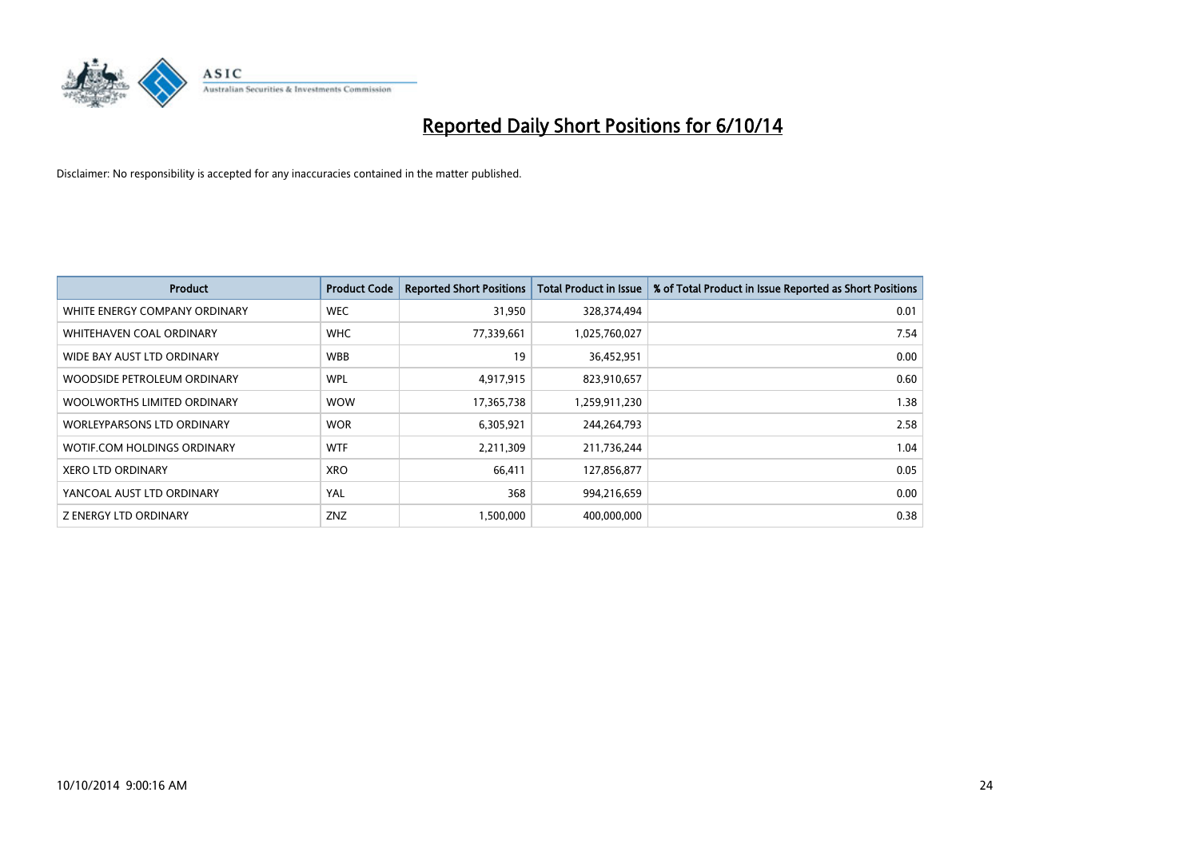# Reported Daily Short Positions for 6/10/14

Disclaimer: No responsibility is accepted for any inaccuracies contained in the matter published.

| Product | Product Code | Reported Short Positions | Total Product in Issue | % of Total Product in Issue Reported as Short Positions |
|---|---|---|---|---|
| WHITE ENERGY COMPANY ORDINARY | WEC | 31,950 | 328,374,494 | 0.01 |
| WHITEHAVEN COAL ORDINARY | WHC | 77,339,661 | 1,025,760,027 | 7.54 |
| WIDE BAY AUST LTD ORDINARY | WBB | 19 | 36,452,951 | 0.00 |
| WOODSIDE PETROLEUM ORDINARY | WPL | 4,917,915 | 823,910,657 | 0.60 |
| WOOLWORTHS LIMITED ORDINARY | WOW | 17,365,738 | 1,259,911,230 | 1.38 |
| WORLEYPARSONS LTD ORDINARY | WOR | 6,305,921 | 244,264,793 | 2.58 |
| WOTIF.COM HOLDINGS ORDINARY | WTF | 2,211,309 | 211,736,244 | 1.04 |
| XERO LTD ORDINARY | XRO | 66,411 | 127,856,877 | 0.05 |
| YANCOAL AUST LTD ORDINARY | YAL | 368 | 994,216,659 | 0.00 |
| Z ENERGY LTD ORDINARY | ZNZ | 1,500,000 | 400,000,000 | 0.38 |

10/10/2014 9:00:16 AM